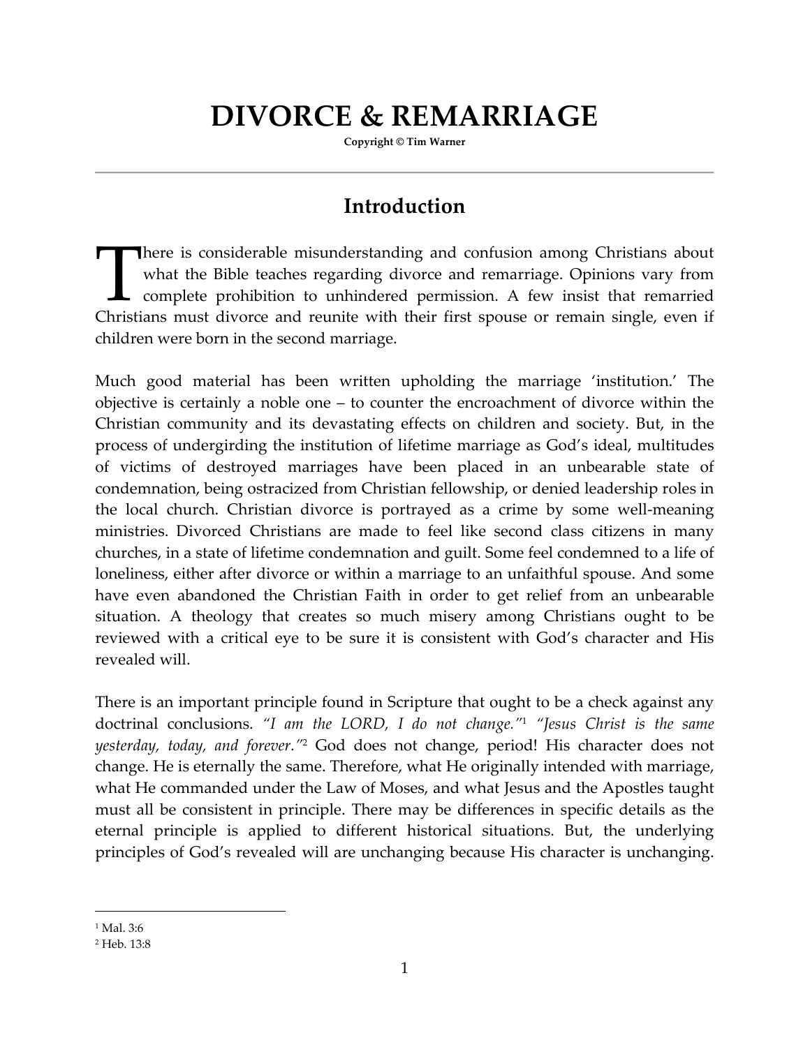# DIVORCE & REMARRIAGE

**Copyright © Tim Warner**

---

## Introduction

There is considerable misunderstanding and confusion among Christians about what the Bible teaches regarding divorce and remarriage. Opinions vary from complete prohibition to unhindered permission. A few insist that remarried Christians must divorce and reunite with their first spouse or remain single, even if children were born in the second marriage.

Much good material has been written upholding the marriage 'institution.' The objective is certainly a noble one – to counter the encroachment of divorce within the Christian community and its devastating effects on children and society. But, in the process of undergirding the institution of lifetime marriage as God's ideal, multitudes of victims of destroyed marriages have been placed in an unbearable state of condemnation, being ostracized from Christian fellowship, or denied leadership roles in the local church. Christian divorce is portrayed as a crime by some well-meaning ministries. Divorced Christians are made to feel like second class citizens in many churches, in a state of lifetime condemnation and guilt. Some feel condemned to a life of loneliness, either after divorce or within a marriage to an unfaithful spouse. And some have even abandoned the Christian Faith in order to get relief from an unbearable situation. A theology that creates so much misery among Christians ought to be reviewed with a critical eye to be sure it is consistent with God's character and His revealed will.

There is an important principle found in Scripture that ought to be a check against any doctrinal conclusions. *"I am the LORD, I do not change."*[1] *"Jesus Christ is the same yesterday, today, and forever."*[2] God does not change, period! His character does not change. He is eternally the same. Therefore, what He originally intended with marriage, what He commanded under the Law of Moses, and what Jesus and the Apostles taught must all be consistent in principle. There may be differences in specific details as the eternal principle is applied to different historical situations. But, the underlying principles of God's revealed will are unchanging because His character is unchanging.

---

[1] Mal. 3:6

[2] Heb. 13:8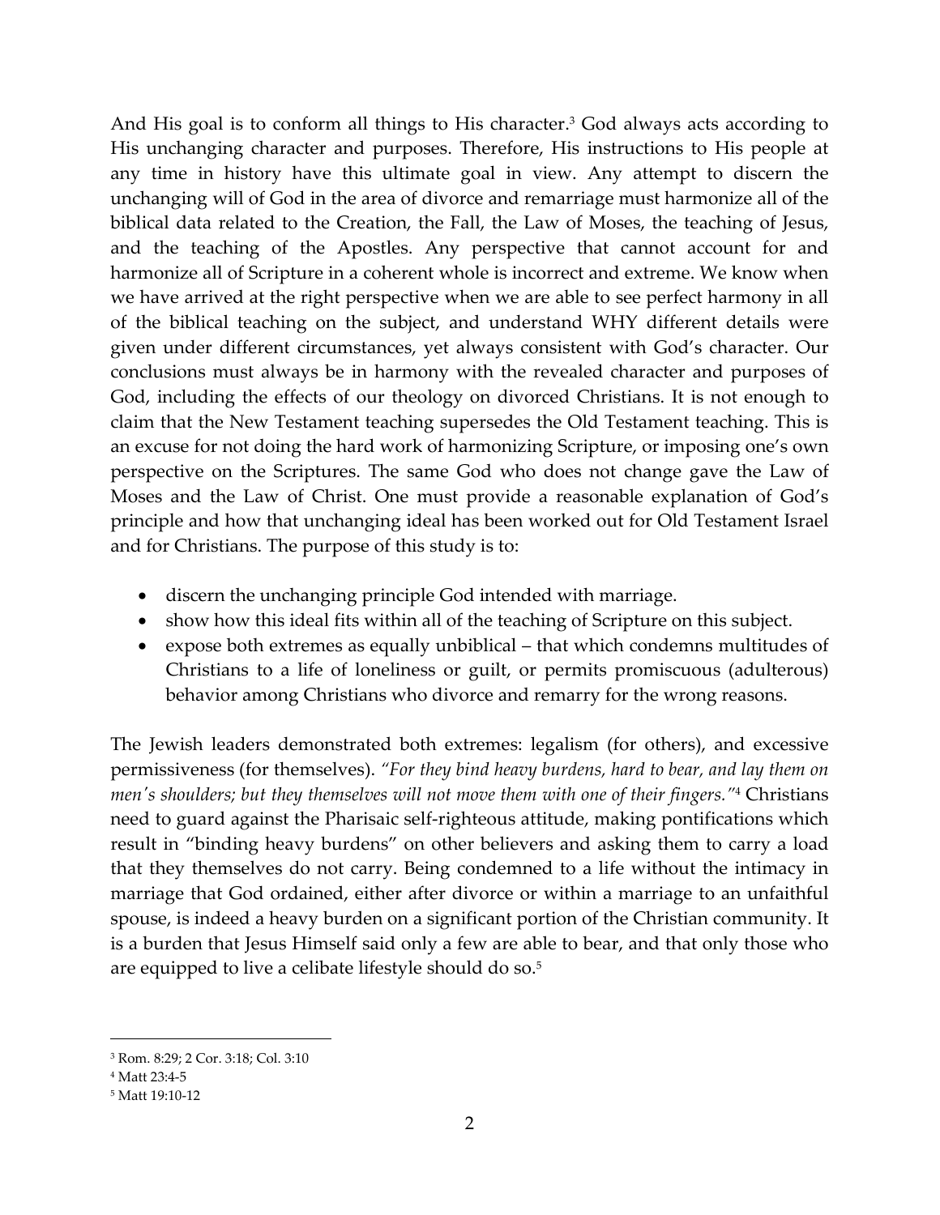And His goal is to conform all things to His character.[3] God always acts according to His unchanging character and purposes. Therefore, His instructions to His people at any time in history have this ultimate goal in view. Any attempt to discern the unchanging will of God in the area of divorce and remarriage must harmonize all of the biblical data related to the Creation, the Fall, the Law of Moses, the teaching of Jesus, and the teaching of the Apostles. Any perspective that cannot account for and harmonize all of Scripture in a coherent whole is incorrect and extreme. We know when we have arrived at the right perspective when we are able to see perfect harmony in all of the biblical teaching on the subject, and understand WHY different details were given under different circumstances, yet always consistent with God's character. Our conclusions must always be in harmony with the revealed character and purposes of God, including the effects of our theology on divorced Christians. It is not enough to claim that the New Testament teaching supersedes the Old Testament teaching. This is an excuse for not doing the hard work of harmonizing Scripture, or imposing one's own perspective on the Scriptures. The same God who does not change gave the Law of Moses and the Law of Christ. One must provide a reasonable explanation of God's principle and how that unchanging ideal has been worked out for Old Testament Israel and for Christians. The purpose of this study is to:

- discern the unchanging principle God intended with marriage.
- show how this ideal fits within all of the teaching of Scripture on this subject.
- expose both extremes as equally unbiblical – that which condemns multitudes of Christians to a life of loneliness or guilt, or permits promiscuous (adulterous) behavior among Christians who divorce and remarry for the wrong reasons.

The Jewish leaders demonstrated both extremes: legalism (for others), and excessive permissiveness (for themselves). *"For they bind heavy burdens, hard to bear, and lay them on men's shoulders; but they themselves will not move them with one of their fingers."*[4] Christians need to guard against the Pharisaic self-righteous attitude, making pontifications which result in "binding heavy burdens" on other believers and asking them to carry a load that they themselves do not carry. Being condemned to a life without the intimacy in marriage that God ordained, either after divorce or within a marriage to an unfaithful spouse, is indeed a heavy burden on a significant portion of the Christian community. It is a burden that Jesus Himself said only a few are able to bear, and that only those who are equipped to live a celibate lifestyle should do so.[5]

---

[3] Rom. 8:29; 2 Cor. 3:18; Col. 3:10

[4] Matt 23:4-5

[5] Matt 19:10-12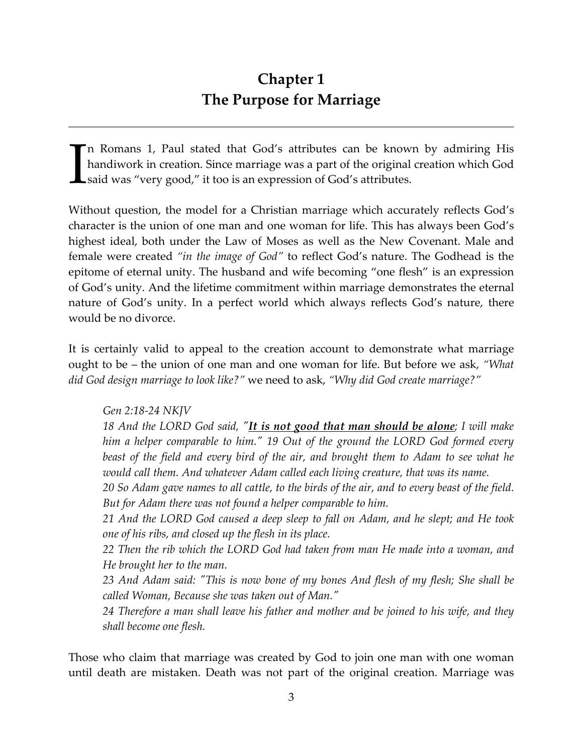# Chapter 1
# The Purpose for Marriage

In Romans 1, Paul stated that God's attributes can be known by admiring His handiwork in creation. Since marriage was a part of the original creation which God said was "very good," it too is an expression of God's attributes.

Without question, the model for a Christian marriage which accurately reflects God's character is the union of one man and one woman for life. This has always been God's highest ideal, both under the Law of Moses as well as the New Covenant. Male and female were created *"in the image of God"* to reflect God's nature. The Godhead is the epitome of eternal unity. The husband and wife becoming "one flesh" is an expression of God's unity. And the lifetime commitment within marriage demonstrates the eternal nature of God's unity. In a perfect world which always reflects God's nature, there would be no divorce.

It is certainly valid to appeal to the creation account to demonstrate what marriage ought to be – the union of one man and one woman for life. But before we ask, *"What did God design marriage to look like?"* we need to ask, *"Why did God create marriage?"*

> *Gen 2:18-24 NKJV*
> *18 And the LORD God said, "**<u>It is not good that man should be alone</u>**; I will make him a helper comparable to him." 19 Out of the ground the LORD God formed every beast of the field and every bird of the air, and brought them to Adam to see what he would call them. And whatever Adam called each living creature, that was its name.*
> *20 So Adam gave names to all cattle, to the birds of the air, and to every beast of the field. But for Adam there was not found a helper comparable to him.*
> *21 And the LORD God caused a deep sleep to fall on Adam, and he slept; and He took one of his ribs, and closed up the flesh in its place.*
> *22 Then the rib which the LORD God had taken from man He made into a woman, and He brought her to the man.*
> *23 And Adam said: "This is now bone of my bones And flesh of my flesh; She shall be called Woman, Because she was taken out of Man."*
> *24 Therefore a man shall leave his father and mother and be joined to his wife, and they shall become one flesh.*

Those who claim that marriage was created by God to join one man with one woman until death are mistaken. Death was not part of the original creation. Marriage was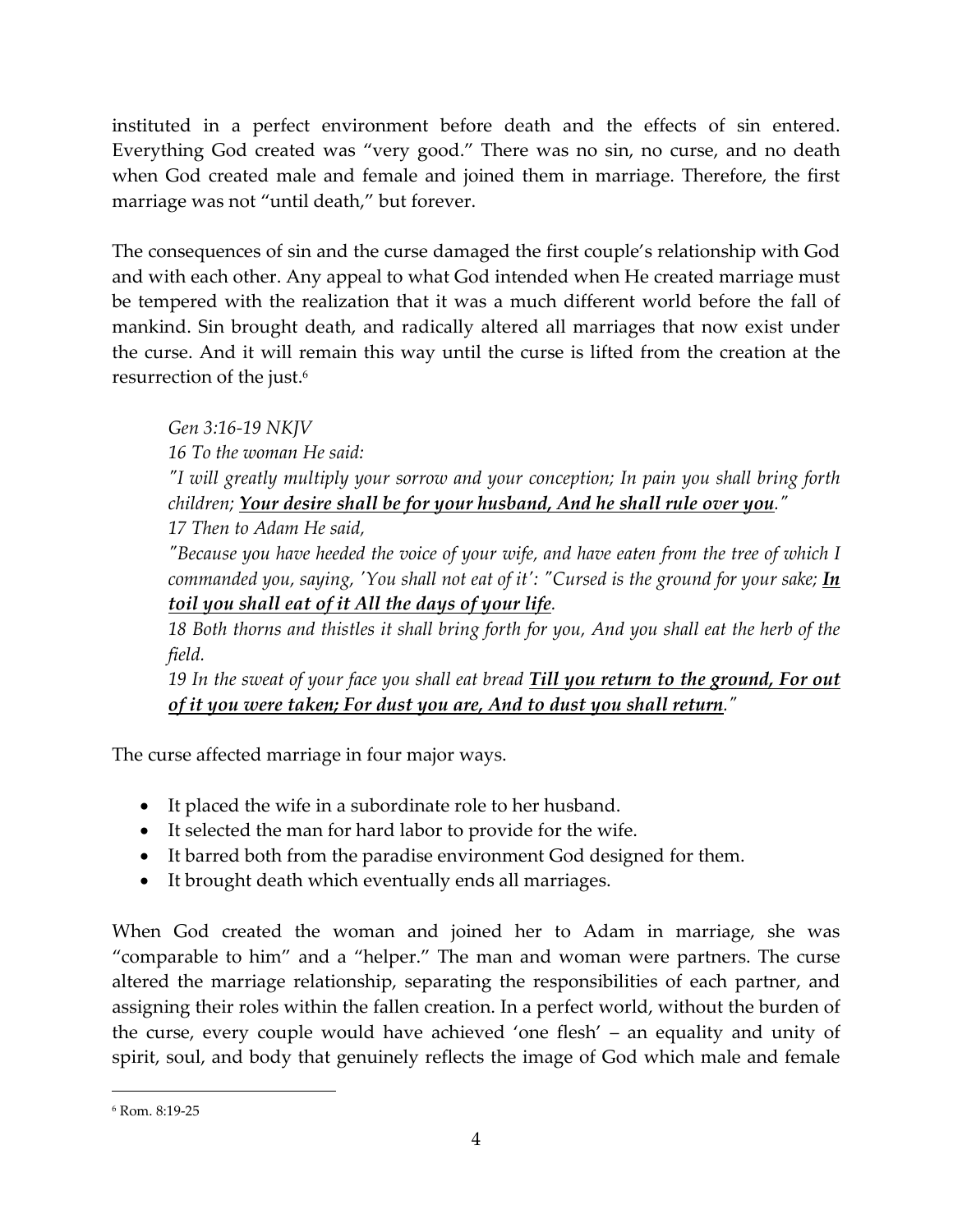instituted in a perfect environment before death and the effects of sin entered. Everything God created was "very good." There was no sin, no curse, and no death when God created male and female and joined them in marriage. Therefore, the first marriage was not "until death," but forever.

The consequences of sin and the curse damaged the first couple's relationship with God and with each other. Any appeal to what God intended when He created marriage must be tempered with the realization that it was a much different world before the fall of mankind. Sin brought death, and radically altered all marriages that now exist under the curse. And it will remain this way until the curse is lifted from the creation at the resurrection of the just.[6]

> *Gen 3:16-19 NKJV*
> *16 To the woman He said:*
> *"I will greatly multiply your sorrow and your conception; In pain you shall bring forth children;* ***<u>Your desire shall be for your husband, And he shall rule over you</u>****."*
> *17 Then to Adam He said,*
> *"Because you have heeded the voice of your wife, and have eaten from the tree of which I commanded you, saying, 'You shall not eat of it': "Cursed is the ground for your sake;* ***<u>In toil you shall eat of it All the days of your life</u>****.*
> *18 Both thorns and thistles it shall bring forth for you, And you shall eat the herb of the field.*
> *19 In the sweat of your face you shall eat bread* ***<u>Till you return to the ground, For out of it you were taken; For dust you are, And to dust you shall return</u>****."*

The curse affected marriage in four major ways.

- It placed the wife in a subordinate role to her husband.
- It selected the man for hard labor to provide for the wife.
- It barred both from the paradise environment God designed for them.
- It brought death which eventually ends all marriages.

When God created the woman and joined her to Adam in marriage, she was "comparable to him" and a "helper." The man and woman were partners. The curse altered the marriage relationship, separating the responsibilities of each partner, and assigning their roles within the fallen creation. In a perfect world, without the burden of the curse, every couple would have achieved 'one flesh' – an equality and unity of spirit, soul, and body that genuinely reflects the image of God which male and female

---

[6] Rom. 8:19-25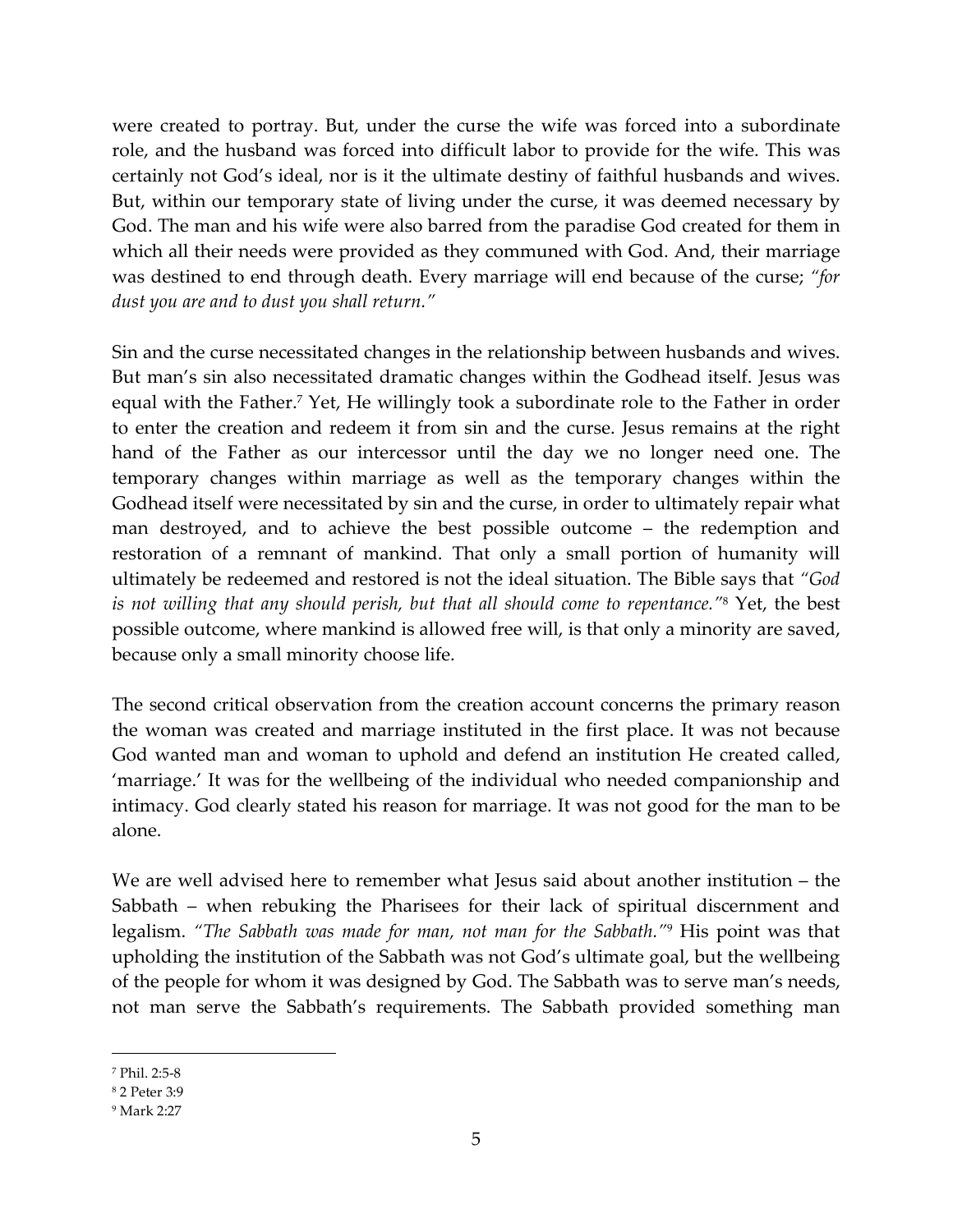were created to portray. But, under the curse the wife was forced into a subordinate role, and the husband was forced into difficult labor to provide for the wife. This was certainly not God's ideal, nor is it the ultimate destiny of faithful husbands and wives. But, within our temporary state of living under the curse, it was deemed necessary by God. The man and his wife were also barred from the paradise God created for them in which all their needs were provided as they communed with God. And, their marriage was destined to end through death. Every marriage will end because of the curse; *"for dust you are and to dust you shall return."*

Sin and the curse necessitated changes in the relationship between husbands and wives. But man's sin also necessitated dramatic changes within the Godhead itself. Jesus was equal with the Father.[7] Yet, He willingly took a subordinate role to the Father in order to enter the creation and redeem it from sin and the curse. Jesus remains at the right hand of the Father as our intercessor until the day we no longer need one. The temporary changes within marriage as well as the temporary changes within the Godhead itself were necessitated by sin and the curse, in order to ultimately repair what man destroyed, and to achieve the best possible outcome – the redemption and restoration of a remnant of mankind. That only a small portion of humanity will ultimately be redeemed and restored is not the ideal situation. The Bible says that *"God is not willing that any should perish, but that all should come to repentance."*[8] Yet, the best possible outcome, where mankind is allowed free will, is that only a minority are saved, because only a small minority choose life.

The second critical observation from the creation account concerns the primary reason the woman was created and marriage instituted in the first place. It was not because God wanted man and woman to uphold and defend an institution He created called, 'marriage.' It was for the wellbeing of the individual who needed companionship and intimacy. God clearly stated his reason for marriage. It was not good for the man to be alone.

We are well advised here to remember what Jesus said about another institution – the Sabbath – when rebuking the Pharisees for their lack of spiritual discernment and legalism. *"The Sabbath was made for man, not man for the Sabbath."*[9] His point was that upholding the institution of the Sabbath was not God's ultimate goal, but the wellbeing of the people for whom it was designed by God. The Sabbath was to serve man's needs, not man serve the Sabbath's requirements. The Sabbath provided something man

---

[7] Phil. 2:5-8

[8] 2 Peter 3:9

[9] Mark 2:27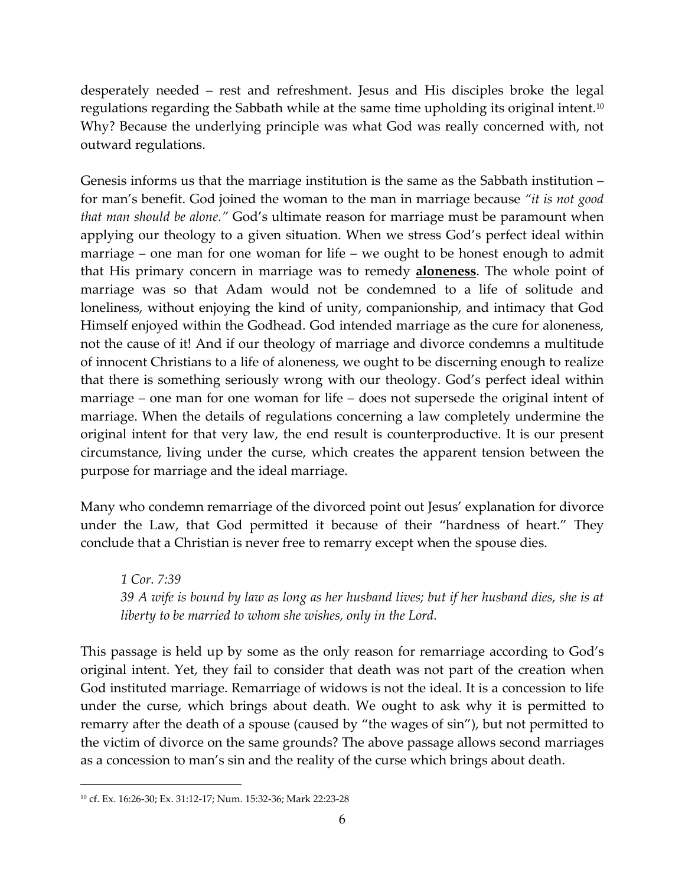desperately needed – rest and refreshment. Jesus and His disciples broke the legal regulations regarding the Sabbath while at the same time upholding its original intent.[10] Why? Because the underlying principle was what God was really concerned with, not outward regulations.

Genesis informs us that the marriage institution is the same as the Sabbath institution – for man's benefit. God joined the woman to the man in marriage because *"it is not good that man should be alone."* God's ultimate reason for marriage must be paramount when applying our theology to a given situation. When we stress God's perfect ideal within marriage – one man for one woman for life – we ought to be honest enough to admit that His primary concern in marriage was to remedy **aloneness**. The whole point of marriage was so that Adam would not be condemned to a life of solitude and loneliness, without enjoying the kind of unity, companionship, and intimacy that God Himself enjoyed within the Godhead. God intended marriage as the cure for aloneness, not the cause of it! And if our theology of marriage and divorce condemns a multitude of innocent Christians to a life of aloneness, we ought to be discerning enough to realize that there is something seriously wrong with our theology. God's perfect ideal within marriage – one man for one woman for life – does not supersede the original intent of marriage. When the details of regulations concerning a law completely undermine the original intent for that very law, the end result is counterproductive. It is our present circumstance, living under the curse, which creates the apparent tension between the purpose for marriage and the ideal marriage.

Many who condemn remarriage of the divorced point out Jesus' explanation for divorce under the Law, that God permitted it because of their "hardness of heart." They conclude that a Christian is never free to remarry except when the spouse dies.

> *1 Cor. 7:39*
> *39 A wife is bound by law as long as her husband lives; but if her husband dies, she is at liberty to be married to whom she wishes, only in the Lord.*

This passage is held up by some as the only reason for remarriage according to God's original intent. Yet, they fail to consider that death was not part of the creation when God instituted marriage. Remarriage of widows is not the ideal. It is a concession to life under the curse, which brings about death. We ought to ask why it is permitted to remarry after the death of a spouse (caused by "the wages of sin"), but not permitted to the victim of divorce on the same grounds? The above passage allows second marriages as a concession to man's sin and the reality of the curse which brings about death.

---

[10] cf. Ex. 16:26-30; Ex. 31:12-17; Num. 15:32-36; Mark 22:23-28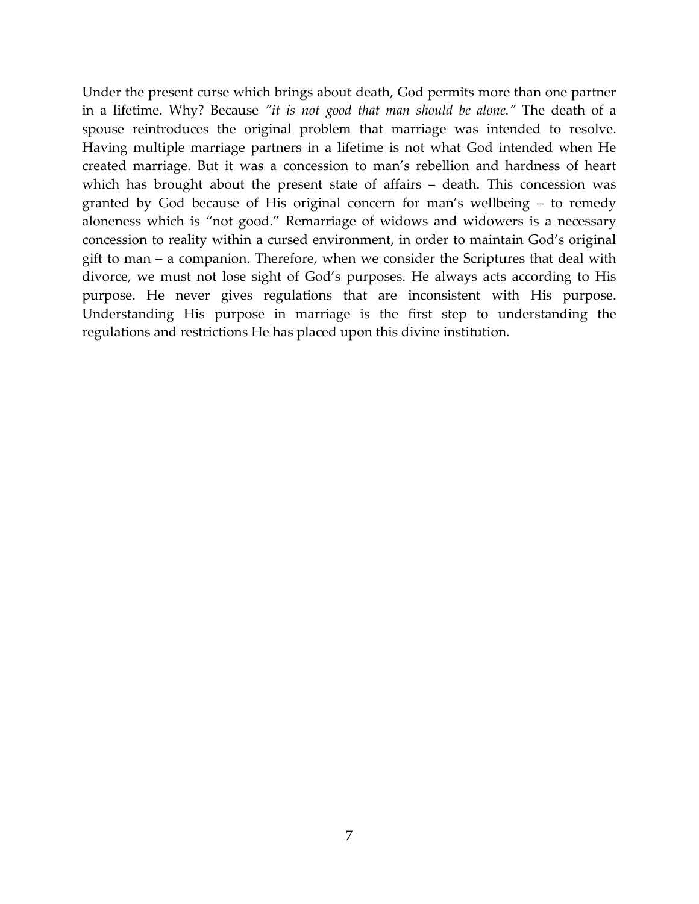Under the present curse which brings about death, God permits more than one partner in a lifetime. Why? Because *"it is not good that man should be alone."* The death of a spouse reintroduces the original problem that marriage was intended to resolve. Having multiple marriage partners in a lifetime is not what God intended when He created marriage. But it was a concession to man's rebellion and hardness of heart which has brought about the present state of affairs – death. This concession was granted by God because of His original concern for man's wellbeing – to remedy aloneness which is "not good." Remarriage of widows and widowers is a necessary concession to reality within a cursed environment, in order to maintain God's original gift to man – a companion. Therefore, when we consider the Scriptures that deal with divorce, we must not lose sight of God's purposes. He always acts according to His purpose. He never gives regulations that are inconsistent with His purpose. Understanding His purpose in marriage is the first step to understanding the regulations and restrictions He has placed upon this divine institution.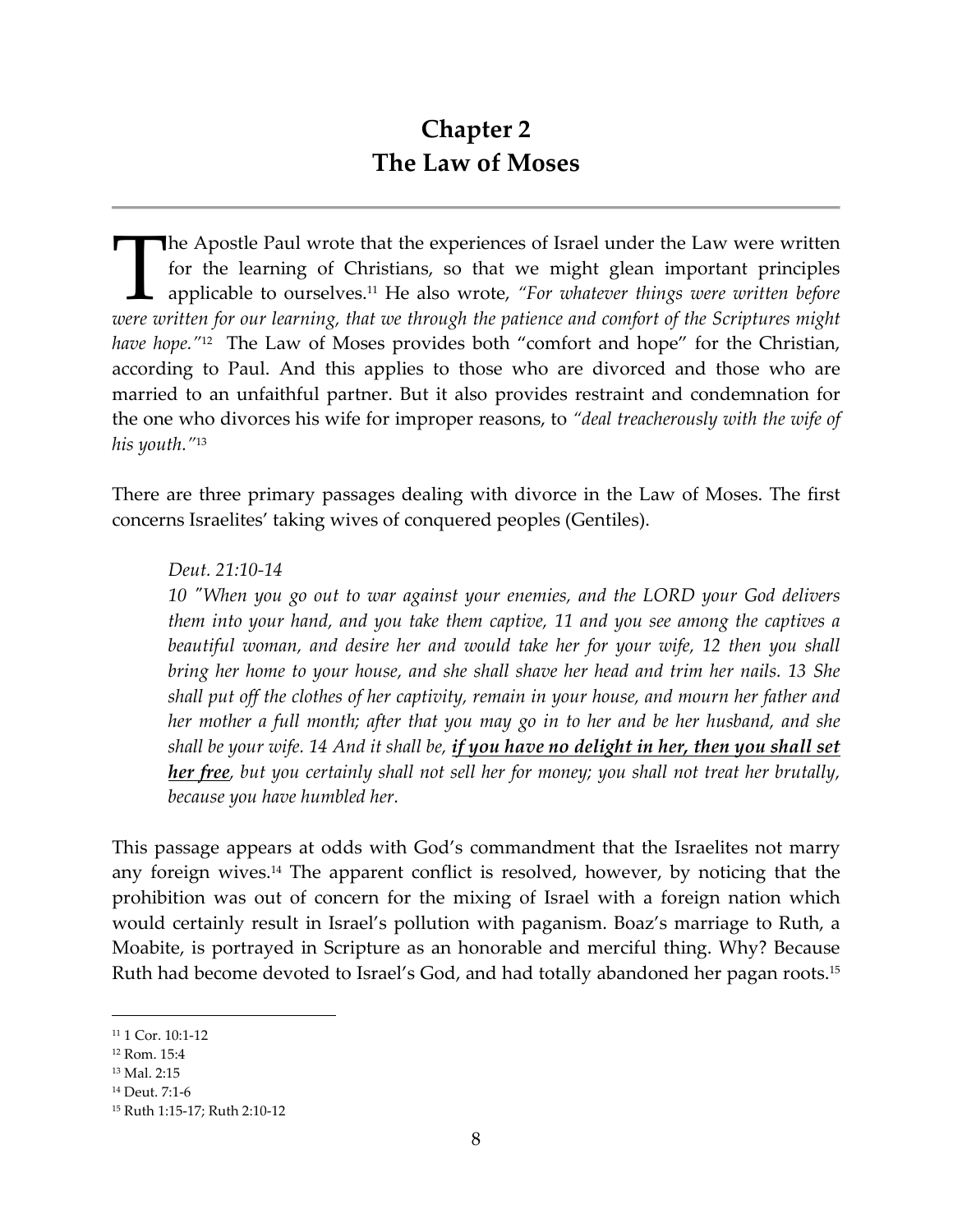# Chapter 2
# The Law of Moses

---

The Apostle Paul wrote that the experiences of Israel under the Law were written for the learning of Christians, so that we might glean important principles applicable to ourselves.[11] He also wrote, *"For whatever things were written before were written for our learning, that we through the patience and comfort of the Scriptures might have hope."*[12] The Law of Moses provides both "comfort and hope" for the Christian, according to Paul. And this applies to those who are divorced and those who are married to an unfaithful partner. But it also provides restraint and condemnation for the one who divorces his wife for improper reasons, to *"deal treacherously with the wife of his youth."*[13]

There are three primary passages dealing with divorce in the Law of Moses. The first concerns Israelites' taking wives of conquered peoples (Gentiles).

> *Deut. 21:10-14*
> *10 "When you go out to war against your enemies, and the LORD your God delivers them into your hand, and you take them captive, 11 and you see among the captives a beautiful woman, and desire her and would take her for your wife, 12 then you shall bring her home to your house, and she shall shave her head and trim her nails. 13 She shall put off the clothes of her captivity, remain in your house, and mourn her father and her mother a full month; after that you may go in to her and be her husband, and she shall be your wife. 14 And it shall be, **<u>if you have no delight in her, then you shall set her free</u>**, but you certainly shall not sell her for money; you shall not treat her brutally, because you have humbled her.*

This passage appears at odds with God's commandment that the Israelites not marry any foreign wives.[14] The apparent conflict is resolved, however, by noticing that the prohibition was out of concern for the mixing of Israel with a foreign nation which would certainly result in Israel's pollution with paganism. Boaz's marriage to Ruth, a Moabite, is portrayed in Scripture as an honorable and merciful thing. Why? Because Ruth had become devoted to Israel's God, and had totally abandoned her pagan roots.[15]

---

[11] 1 Cor. 10:1-12
[12] Rom. 15:4
[13] Mal. 2:15
[14] Deut. 7:1-6
[15] Ruth 1:15-17; Ruth 2:10-12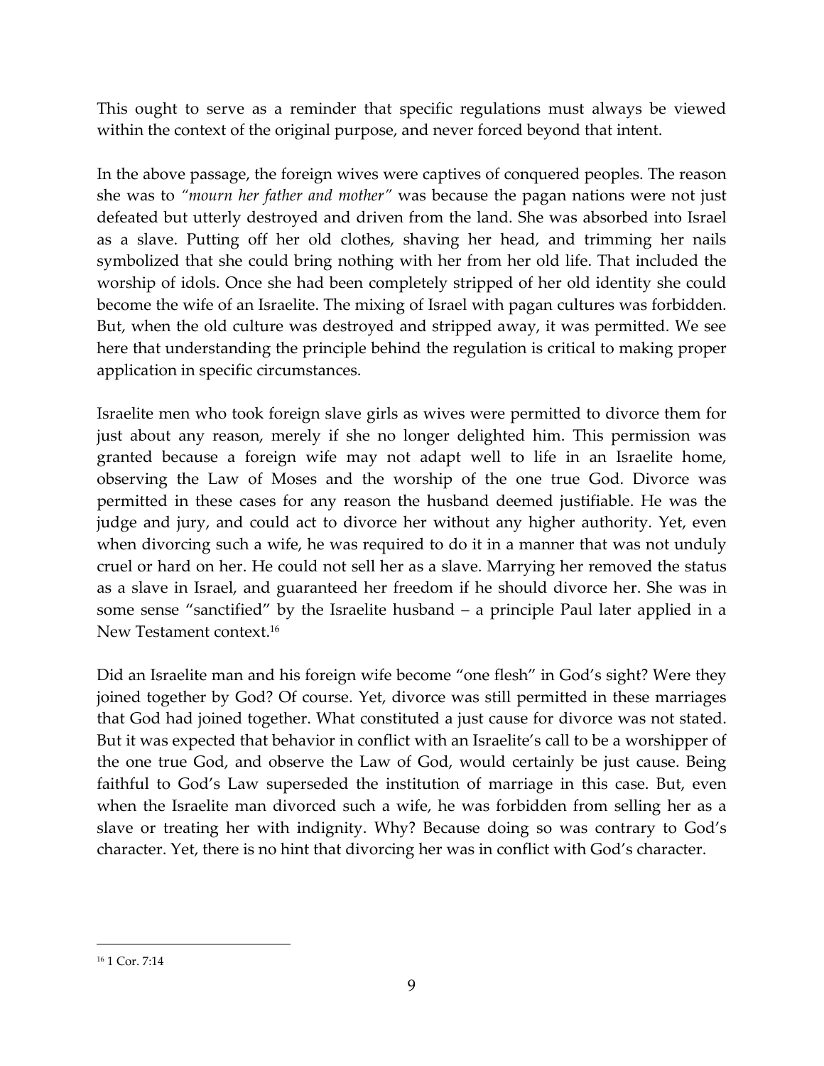This ought to serve as a reminder that specific regulations must always be viewed within the context of the original purpose, and never forced beyond that intent.

In the above passage, the foreign wives were captives of conquered peoples. The reason she was to *"mourn her father and mother"* was because the pagan nations were not just defeated but utterly destroyed and driven from the land. She was absorbed into Israel as a slave. Putting off her old clothes, shaving her head, and trimming her nails symbolized that she could bring nothing with her from her old life. That included the worship of idols. Once she had been completely stripped of her old identity she could become the wife of an Israelite. The mixing of Israel with pagan cultures was forbidden. But, when the old culture was destroyed and stripped away, it was permitted. We see here that understanding the principle behind the regulation is critical to making proper application in specific circumstances.

Israelite men who took foreign slave girls as wives were permitted to divorce them for just about any reason, merely if she no longer delighted him. This permission was granted because a foreign wife may not adapt well to life in an Israelite home, observing the Law of Moses and the worship of the one true God. Divorce was permitted in these cases for any reason the husband deemed justifiable. He was the judge and jury, and could act to divorce her without any higher authority. Yet, even when divorcing such a wife, he was required to do it in a manner that was not unduly cruel or hard on her. He could not sell her as a slave. Marrying her removed the status as a slave in Israel, and guaranteed her freedom if he should divorce her. She was in some sense "sanctified" by the Israelite husband – a principle Paul later applied in a New Testament context.[16]

Did an Israelite man and his foreign wife become "one flesh" in God's sight? Were they joined together by God? Of course. Yet, divorce was still permitted in these marriages that God had joined together. What constituted a just cause for divorce was not stated. But it was expected that behavior in conflict with an Israelite's call to be a worshipper of the one true God, and observe the Law of God, would certainly be just cause. Being faithful to God's Law superseded the institution of marriage in this case. But, even when the Israelite man divorced such a wife, he was forbidden from selling her as a slave or treating her with indignity. Why? Because doing so was contrary to God's character. Yet, there is no hint that divorcing her was in conflict with God's character.

---

[16] 1 Cor. 7:14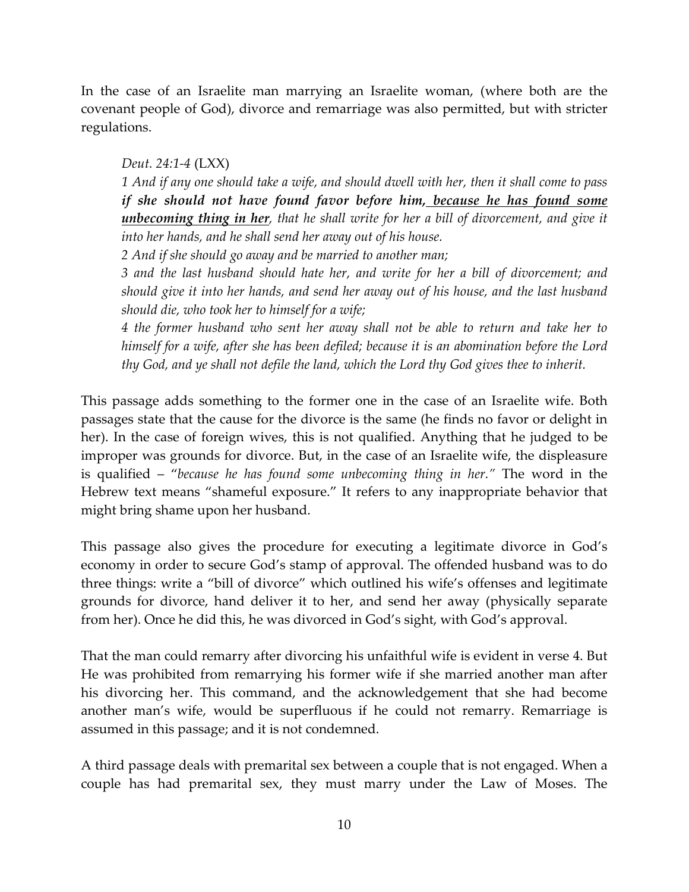In the case of an Israelite man marrying an Israelite woman, (where both are the covenant people of God), divorce and remarriage was also permitted, but with stricter regulations.

> *Deut. 24:1-4* (LXX)
>
> *1 And if any one should take a wife, and should dwell with her, then it shall come to pass* ***if she should not have found favor before him, <u>because he has found some unbecoming thing in her</u>****, that he shall write for her a bill of divorcement, and give it into her hands, and he shall send her away out of his house.*
>
> *2 And if she should go away and be married to another man;*
>
> *3 and the last husband should hate her, and write for her a bill of divorcement; and should give it into her hands, and send her away out of his house, and the last husband should die, who took her to himself for a wife;*
>
> *4 the former husband who sent her away shall not be able to return and take her to himself for a wife, after she has been defiled; because it is an abomination before the Lord thy God, and ye shall not defile the land, which the Lord thy God gives thee to inherit.*

This passage adds something to the former one in the case of an Israelite wife. Both passages state that the cause for the divorce is the same (he finds no favor or delight in her). In the case of foreign wives, this is not qualified. Anything that he judged to be improper was grounds for divorce. But, in the case of an Israelite wife, the displeasure is qualified – "*because he has found some unbecoming thing in her.*" The word in the Hebrew text means "shameful exposure." It refers to any inappropriate behavior that might bring shame upon her husband.

This passage also gives the procedure for executing a legitimate divorce in God's economy in order to secure God's stamp of approval. The offended husband was to do three things: write a "bill of divorce" which outlined his wife's offenses and legitimate grounds for divorce, hand deliver it to her, and send her away (physically separate from her). Once he did this, he was divorced in God's sight, with God's approval.

That the man could remarry after divorcing his unfaithful wife is evident in verse 4. But He was prohibited from remarrying his former wife if she married another man after his divorcing her. This command, and the acknowledgement that she had become another man's wife, would be superfluous if he could not remarry. Remarriage is assumed in this passage; and it is not condemned.

A third passage deals with premarital sex between a couple that is not engaged. When a couple has had premarital sex, they must marry under the Law of Moses. The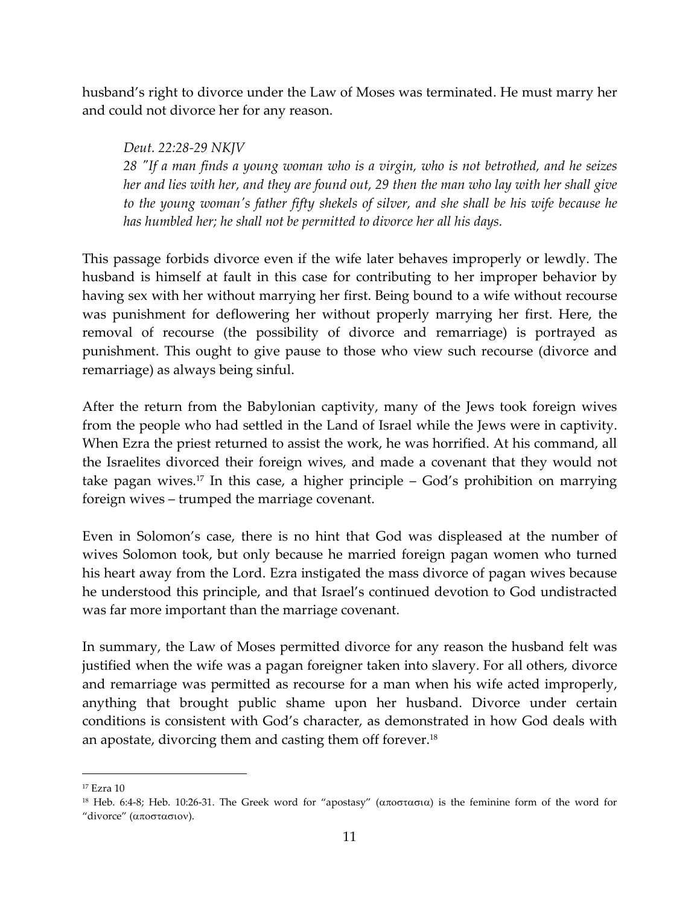husband's right to divorce under the Law of Moses was terminated. He must marry her and could not divorce her for any reason.

> *Deut. 22:28-29 NKJV*
> *28 "If a man finds a young woman who is a virgin, who is not betrothed, and he seizes her and lies with her, and they are found out, 29 then the man who lay with her shall give to the young woman's father fifty shekels of silver, and she shall be his wife because he has humbled her; he shall not be permitted to divorce her all his days.*

This passage forbids divorce even if the wife later behaves improperly or lewdly. The husband is himself at fault in this case for contributing to her improper behavior by having sex with her without marrying her first. Being bound to a wife without recourse was punishment for deflowering her without properly marrying her first. Here, the removal of recourse (the possibility of divorce and remarriage) is portrayed as punishment. This ought to give pause to those who view such recourse (divorce and remarriage) as always being sinful.

After the return from the Babylonian captivity, many of the Jews took foreign wives from the people who had settled in the Land of Israel while the Jews were in captivity. When Ezra the priest returned to assist the work, he was horrified. At his command, all the Israelites divorced their foreign wives, and made a covenant that they would not take pagan wives.[17] In this case, a higher principle – God's prohibition on marrying foreign wives – trumped the marriage covenant.

Even in Solomon's case, there is no hint that God was displeased at the number of wives Solomon took, but only because he married foreign pagan women who turned his heart away from the Lord. Ezra instigated the mass divorce of pagan wives because he understood this principle, and that Israel's continued devotion to God undistracted was far more important than the marriage covenant.

In summary, the Law of Moses permitted divorce for any reason the husband felt was justified when the wife was a pagan foreigner taken into slavery. For all others, divorce and remarriage was permitted as recourse for a man when his wife acted improperly, anything that brought public shame upon her husband. Divorce under certain conditions is consistent with God's character, as demonstrated in how God deals with an apostate, divorcing them and casting them off forever.[18]

---

[17] Ezra 10

[18] Heb. 6:4-8; Heb. 10:26-31. The Greek word for "apostasy" (αποστασια) is the feminine form of the word for "divorce" (αποστασιον).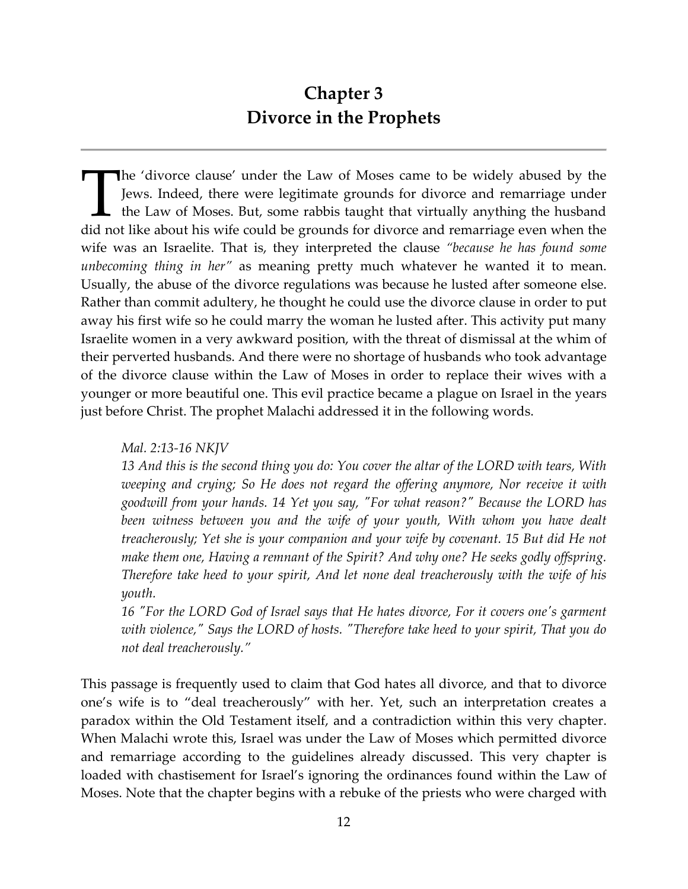# Chapter 3
# Divorce in the Prophets

The 'divorce clause' under the Law of Moses came to be widely abused by the Jews. Indeed, there were legitimate grounds for divorce and remarriage under the Law of Moses. But, some rabbis taught that virtually anything the husband did not like about his wife could be grounds for divorce and remarriage even when the wife was an Israelite. That is, they interpreted the clause *"because he has found some unbecoming thing in her"* as meaning pretty much whatever he wanted it to mean. Usually, the abuse of the divorce regulations was because he lusted after someone else. Rather than commit adultery, he thought he could use the divorce clause in order to put away his first wife so he could marry the woman he lusted after. This activity put many Israelite women in a very awkward position, with the threat of dismissal at the whim of their perverted husbands. And there were no shortage of husbands who took advantage of the divorce clause within the Law of Moses in order to replace their wives with a younger or more beautiful one. This evil practice became a plague on Israel in the years just before Christ. The prophet Malachi addressed it in the following words.

> *Mal. 2:13-16 NKJV*
> *13 And this is the second thing you do: You cover the altar of the LORD with tears, With weeping and crying; So He does not regard the offering anymore, Nor receive it with goodwill from your hands. 14 Yet you say, "For what reason?" Because the LORD has been witness between you and the wife of your youth, With whom you have dealt treacherously; Yet she is your companion and your wife by covenant. 15 But did He not make them one, Having a remnant of the Spirit? And why one? He seeks godly offspring. Therefore take heed to your spirit, And let none deal treacherously with the wife of his youth.*
> *16 "For the LORD God of Israel says that He hates divorce, For it covers one's garment with violence," Says the LORD of hosts. "Therefore take heed to your spirit, That you do not deal treacherously."*

This passage is frequently used to claim that God hates all divorce, and that to divorce one's wife is to "deal treacherously" with her. Yet, such an interpretation creates a paradox within the Old Testament itself, and a contradiction within this very chapter. When Malachi wrote this, Israel was under the Law of Moses which permitted divorce and remarriage according to the guidelines already discussed. This very chapter is loaded with chastisement for Israel's ignoring the ordinances found within the Law of Moses. Note that the chapter begins with a rebuke of the priests who were charged with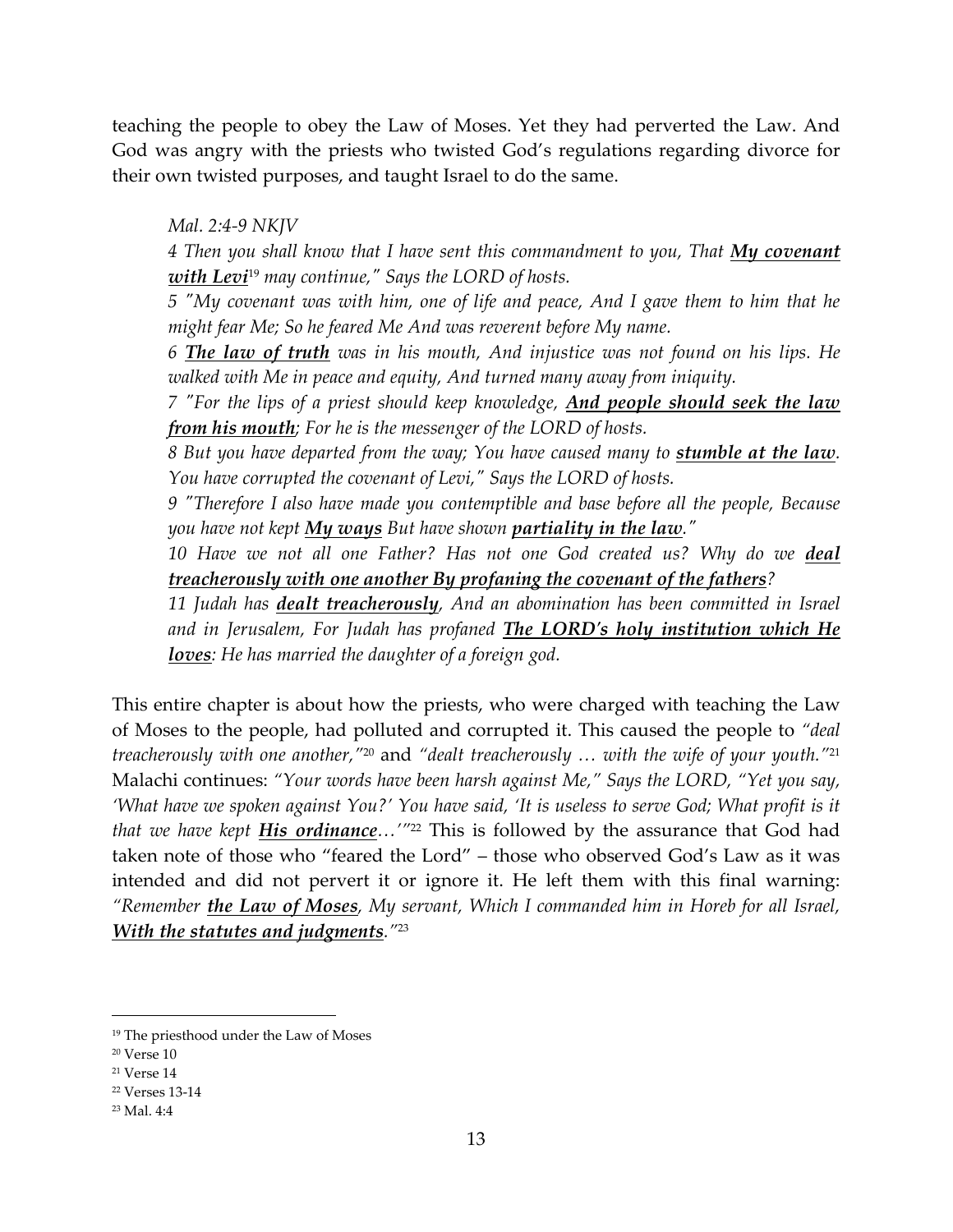teaching the people to obey the Law of Moses. Yet they had perverted the Law. And God was angry with the priests who twisted God's regulations regarding divorce for their own twisted purposes, and taught Israel to do the same.

> *Mal. 2:4-9 NKJV*
>
> *4 Then you shall know that I have sent this commandment to you, That **My covenant with Levi**[19] may continue," Says the LORD of hosts.*
>
> *5 "My covenant was with him, one of life and peace, And I gave them to him that he might fear Me; So he feared Me And was reverent before My name.*
>
> *6 **The law of truth** was in his mouth, And injustice was not found on his lips. He walked with Me in peace and equity, And turned many away from iniquity.*
>
> *7 "For the lips of a priest should keep knowledge, **And people should seek the law from his mouth**; For he is the messenger of the LORD of hosts.*
>
> *8 But you have departed from the way; You have caused many to **stumble at the law**. You have corrupted the covenant of Levi," Says the LORD of hosts.*
>
> *9 "Therefore I also have made you contemptible and base before all the people, Because you have not kept **My ways** But have shown **partiality in the law**."*
>
> *10 Have we not all one Father? Has not one God created us? Why do we **deal treacherously with one another By profaning the covenant of the fathers**?*
>
> *11 Judah has **dealt treacherously**, And an abomination has been committed in Israel and in Jerusalem, For Judah has profaned **The LORD's holy institution which He loves**: He has married the daughter of a foreign god.*

This entire chapter is about how the priests, who were charged with teaching the Law of Moses to the people, had polluted and corrupted it. This caused the people to *"deal treacherously with one another,"*[20] and *"dealt treacherously … with the wife of your youth."*[21] Malachi continues: *"Your words have been harsh against Me," Says the LORD, "Yet you say, 'What have we spoken against You?' You have said, 'It is useless to serve God; What profit is it that we have kept **His ordinance**…'"*[22] This is followed by the assurance that God had taken note of those who "feared the Lord" – those who observed God's Law as it was intended and did not pervert it or ignore it. He left them with this final warning: *"Remember **the Law of Moses**, My servant, Which I commanded him in Horeb for all Israel, **With the statutes and judgments**."*[23]

---

[19] The priesthood under the Law of Moses

[20] Verse 10

[21] Verse 14

[22] Verses 13-14

[23] Mal. 4:4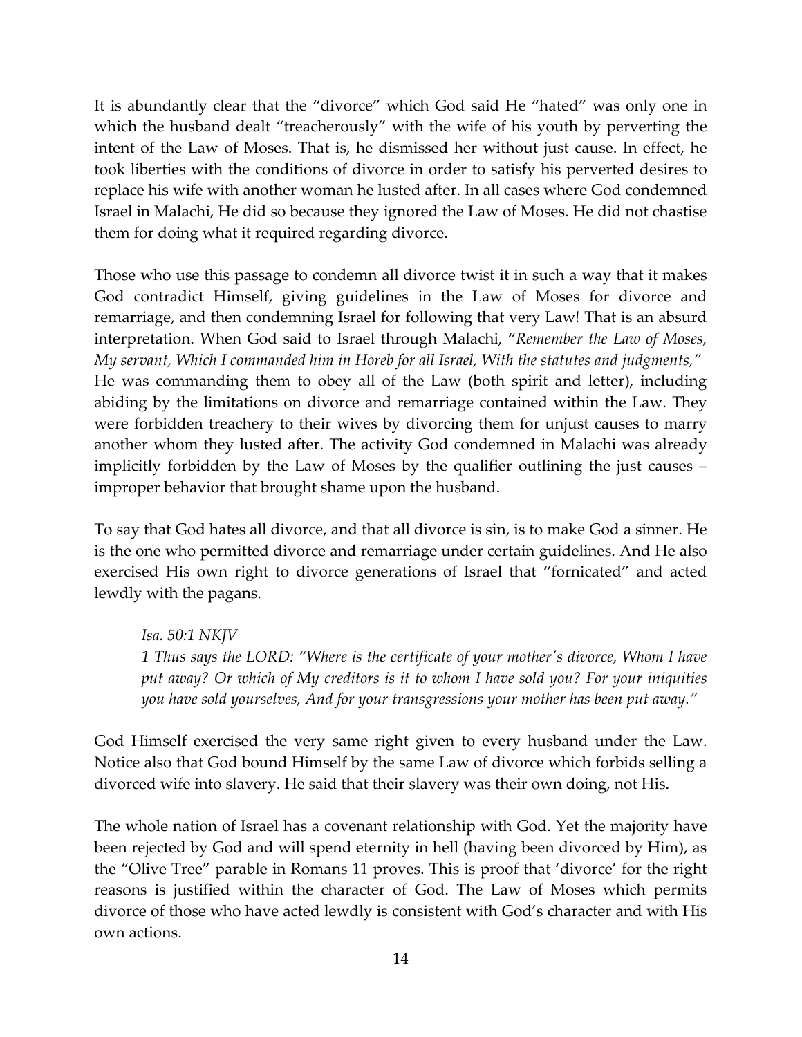It is abundantly clear that the "divorce" which God said He "hated" was only one in which the husband dealt "treacherously" with the wife of his youth by perverting the intent of the Law of Moses. That is, he dismissed her without just cause. In effect, he took liberties with the conditions of divorce in order to satisfy his perverted desires to replace his wife with another woman he lusted after. In all cases where God condemned Israel in Malachi, He did so because they ignored the Law of Moses. He did not chastise them for doing what it required regarding divorce.

Those who use this passage to condemn all divorce twist it in such a way that it makes God contradict Himself, giving guidelines in the Law of Moses for divorce and remarriage, and then condemning Israel for following that very Law! That is an absurd interpretation. When God said to Israel through Malachi, "*Remember the Law of Moses, My servant, Which I commanded him in Horeb for all Israel, With the statutes and judgments,*" He was commanding them to obey all of the Law (both spirit and letter), including abiding by the limitations on divorce and remarriage contained within the Law. They were forbidden treachery to their wives by divorcing them for unjust causes to marry another whom they lusted after. The activity God condemned in Malachi was already implicitly forbidden by the Law of Moses by the qualifier outlining the just causes – improper behavior that brought shame upon the husband.

To say that God hates all divorce, and that all divorce is sin, is to make God a sinner. He is the one who permitted divorce and remarriage under certain guidelines. And He also exercised His own right to divorce generations of Israel that "fornicated" and acted lewdly with the pagans.

> *Isa. 50:1 NKJV*
> *1 Thus says the LORD: "Where is the certificate of your mother's divorce, Whom I have put away? Or which of My creditors is it to whom I have sold you? For your iniquities you have sold yourselves, And for your transgressions your mother has been put away."*

God Himself exercised the very same right given to every husband under the Law. Notice also that God bound Himself by the same Law of divorce which forbids selling a divorced wife into slavery. He said that their slavery was their own doing, not His.

The whole nation of Israel has a covenant relationship with God. Yet the majority have been rejected by God and will spend eternity in hell (having been divorced by Him), as the "Olive Tree" parable in Romans 11 proves. This is proof that 'divorce' for the right reasons is justified within the character of God. The Law of Moses which permits divorce of those who have acted lewdly is consistent with God's character and with His own actions.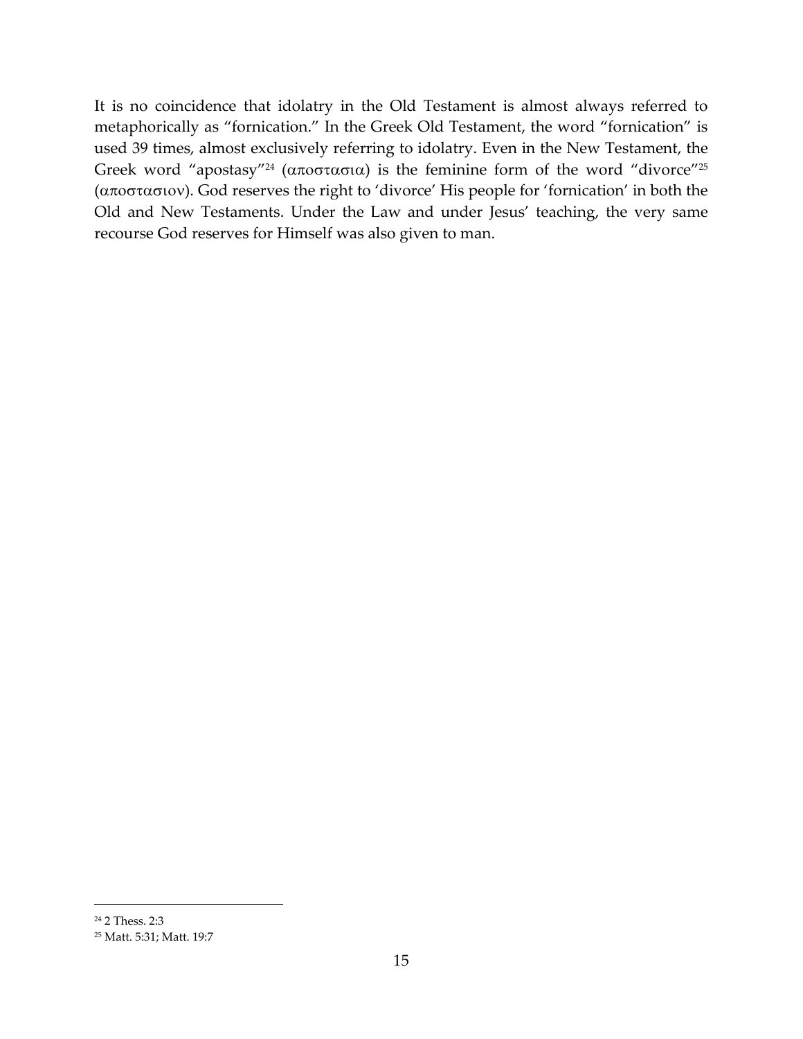It is no coincidence that idolatry in the Old Testament is almost always referred to metaphorically as "fornication." In the Greek Old Testament, the word "fornication" is used 39 times, almost exclusively referring to idolatry. Even in the New Testament, the Greek word "apostasy"[24] (αποστασια) is the feminine form of the word "divorce"[25] (αποστασιον). God reserves the right to 'divorce' His people for 'fornication' in both the Old and New Testaments. Under the Law and under Jesus' teaching, the very same recourse God reserves for Himself was also given to man.

---

[24] 2 Thess. 2:3

[25] Matt. 5:31; Matt. 19:7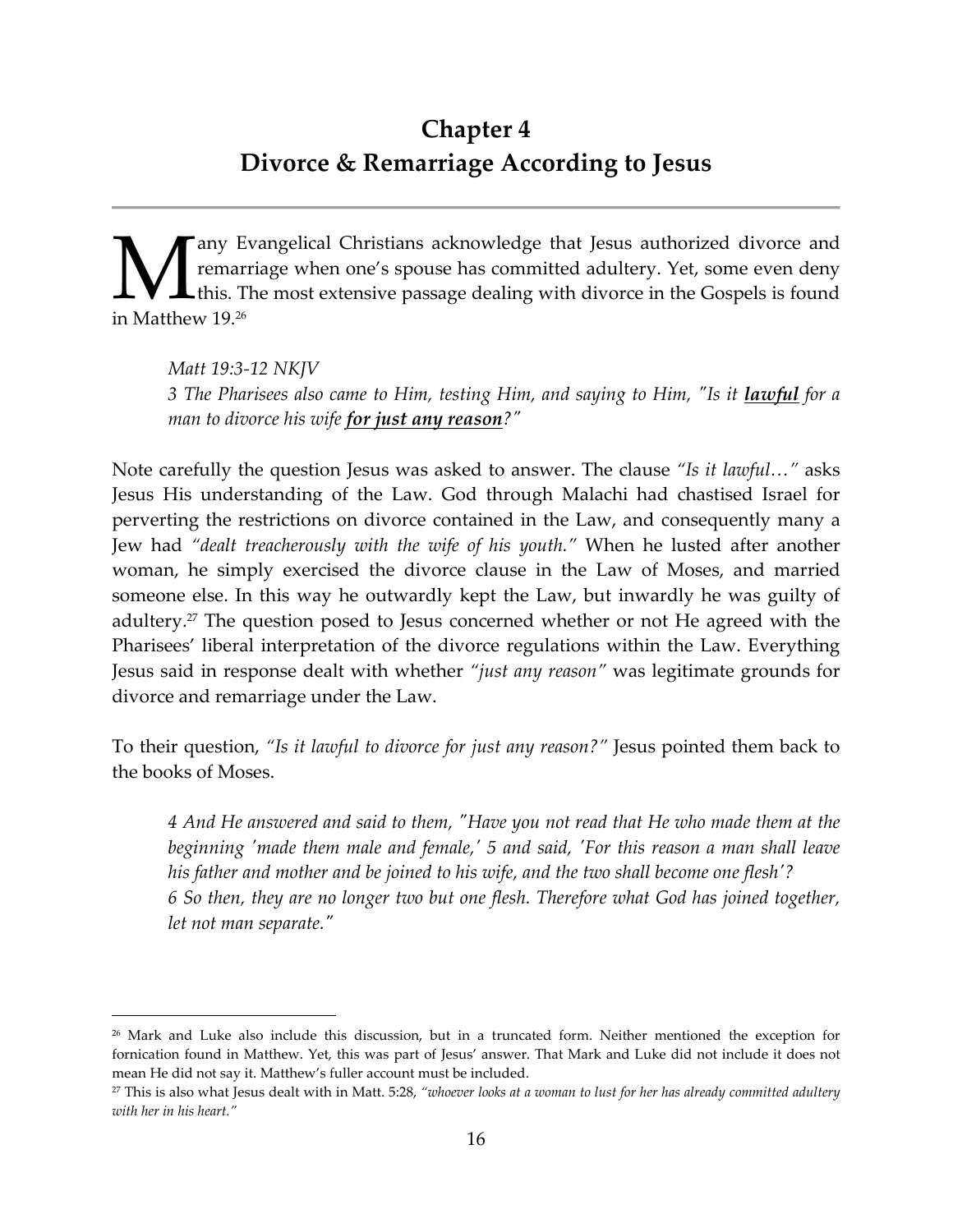# Chapter 4
# Divorce & Remarriage According to Jesus

Many Evangelical Christians acknowledge that Jesus authorized divorce and remarriage when one's spouse has committed adultery. Yet, some even deny this. The most extensive passage dealing with divorce in the Gospels is found in Matthew 19.[26]

> *Matt 19:3-12 NKJV*
> *3 The Pharisees also came to Him, testing Him, and saying to Him, "Is it **lawful** for a man to divorce his wife **for just any reason**?"*

Note carefully the question Jesus was asked to answer. The clause *"Is it lawful…"* asks Jesus His understanding of the Law. God through Malachi had chastised Israel for perverting the restrictions on divorce contained in the Law, and consequently many a Jew had *"dealt treacherously with the wife of his youth."* When he lusted after another woman, he simply exercised the divorce clause in the Law of Moses, and married someone else. In this way he outwardly kept the Law, but inwardly he was guilty of adultery.[27] The question posed to Jesus concerned whether or not He agreed with the Pharisees' liberal interpretation of the divorce regulations within the Law. Everything Jesus said in response dealt with whether *"just any reason"* was legitimate grounds for divorce and remarriage under the Law.

To their question, *"Is it lawful to divorce for just any reason?"* Jesus pointed them back to the books of Moses.

> *4 And He answered and said to them, "Have you not read that He who made them at the beginning 'made them male and female,' 5 and said, 'For this reason a man shall leave his father and mother and be joined to his wife, and the two shall become one flesh'?*
> *6 So then, they are no longer two but one flesh. Therefore what God has joined together, let not man separate."*

---

[26] Mark and Luke also include this discussion, but in a truncated form. Neither mentioned the exception for fornication found in Matthew. Yet, this was part of Jesus' answer. That Mark and Luke did not include it does not mean He did not say it. Matthew's fuller account must be included.

[27] This is also what Jesus dealt with in Matt. 5:28, *"whoever looks at a woman to lust for her has already committed adultery with her in his heart."*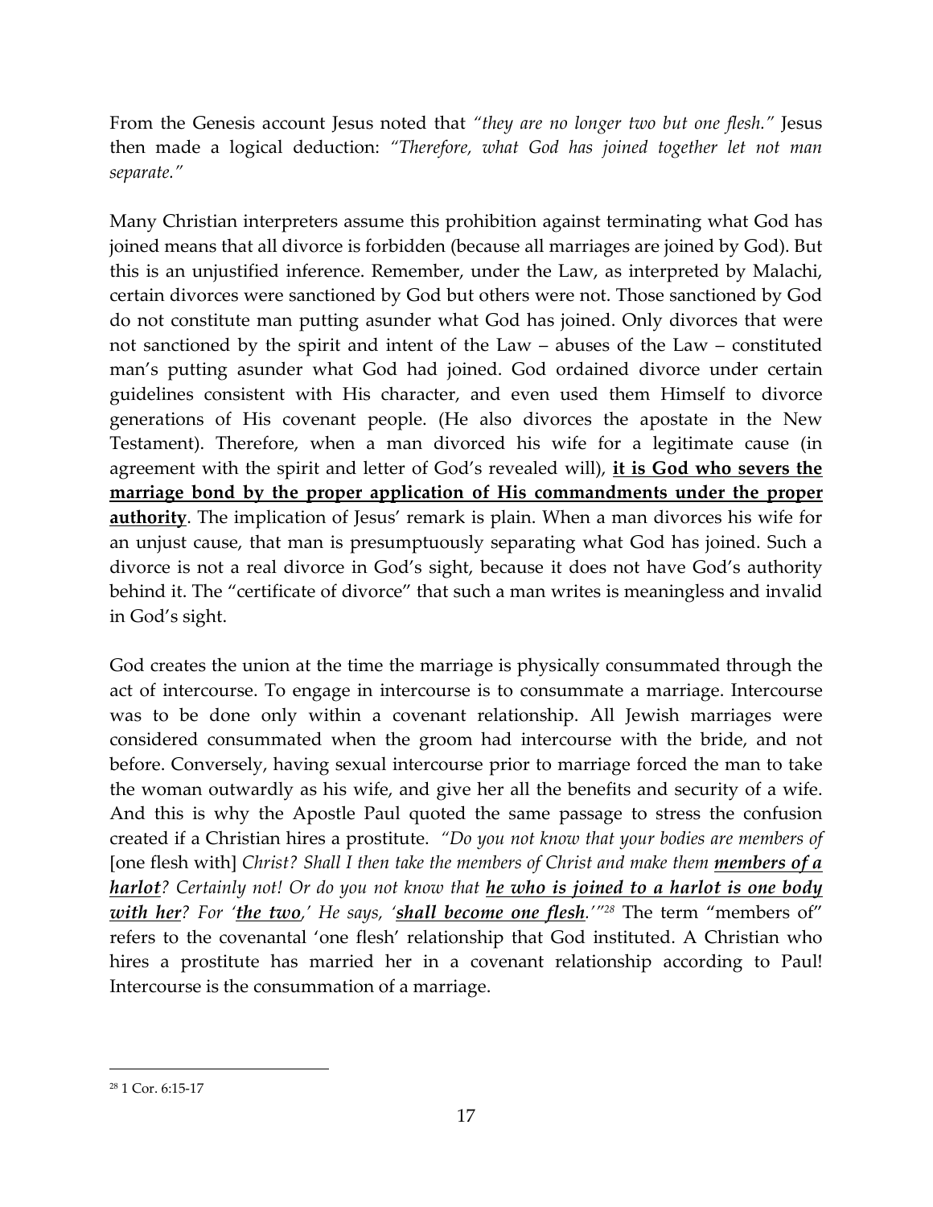From the Genesis account Jesus noted that *"they are no longer two but one flesh."* Jesus then made a logical deduction: *"Therefore, what God has joined together let not man separate."*

Many Christian interpreters assume this prohibition against terminating what God has joined means that all divorce is forbidden (because all marriages are joined by God). But this is an unjustified inference. Remember, under the Law, as interpreted by Malachi, certain divorces were sanctioned by God but others were not. Those sanctioned by God do not constitute man putting asunder what God has joined. Only divorces that were not sanctioned by the spirit and intent of the Law – abuses of the Law – constituted man's putting asunder what God had joined. God ordained divorce under certain guidelines consistent with His character, and even used them Himself to divorce generations of His covenant people. (He also divorces the apostate in the New Testament). Therefore, when a man divorced his wife for a legitimate cause (in agreement with the spirit and letter of God's revealed will), **<u>it is God who severs the marriage bond by the proper application of His commandments under the proper authority</u>**. The implication of Jesus' remark is plain. When a man divorces his wife for an unjust cause, that man is presumptuously separating what God has joined. Such a divorce is not a real divorce in God's sight, because it does not have God's authority behind it. The "certificate of divorce" that such a man writes is meaningless and invalid in God's sight.

God creates the union at the time the marriage is physically consummated through the act of intercourse. To engage in intercourse is to consummate a marriage. Intercourse was to be done only within a covenant relationship. All Jewish marriages were considered consummated when the groom had intercourse with the bride, and not before. Conversely, having sexual intercourse prior to marriage forced the man to take the woman outwardly as his wife, and give her all the benefits and security of a wife. And this is why the Apostle Paul quoted the same passage to stress the confusion created if a Christian hires a prostitute. *"Do you not know that your bodies are members of* [one flesh with] *Christ? Shall I then take the members of Christ and make them **<u>members of a harlot</u>**? Certainly not! Or do you not know that **<u>he who is joined to a harlot is one body with her</u>**? For '**<u>the two</u>**,' He says, '**<u>shall become one flesh</u>**.'"*[28] The term "members of" refers to the covenantal 'one flesh' relationship that God instituted. A Christian who hires a prostitute has married her in a covenant relationship according to Paul! Intercourse is the consummation of a marriage.

---

[28] 1 Cor. 6:15-17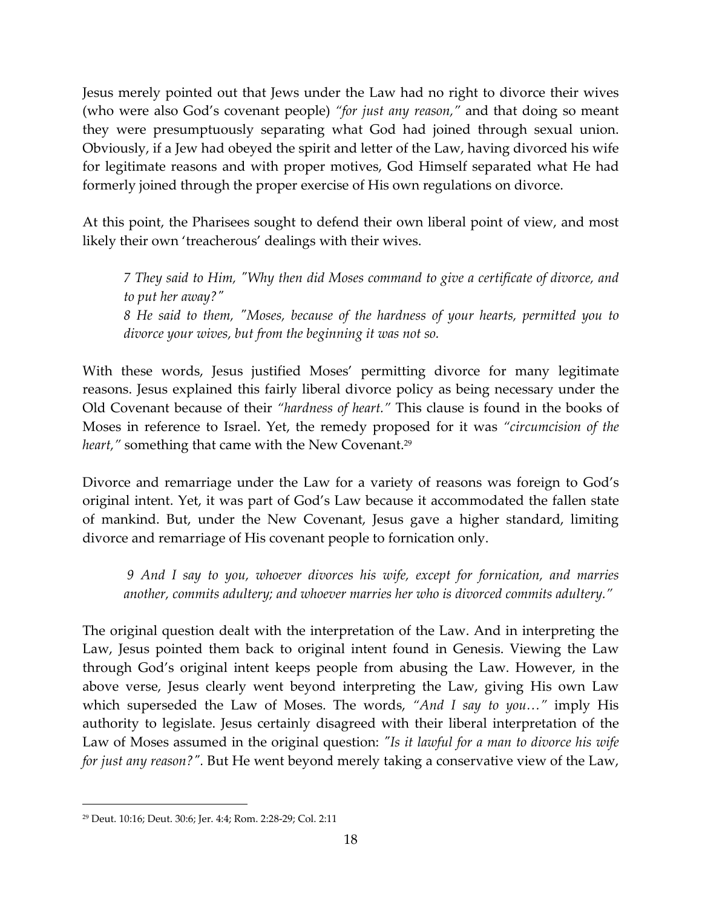Jesus merely pointed out that Jews under the Law had no right to divorce their wives (who were also God's covenant people) *"for just any reason,"* and that doing so meant they were presumptuously separating what God had joined through sexual union. Obviously, if a Jew had obeyed the spirit and letter of the Law, having divorced his wife for legitimate reasons and with proper motives, God Himself separated what He had formerly joined through the proper exercise of His own regulations on divorce.

At this point, the Pharisees sought to defend their own liberal point of view, and most likely their own 'treacherous' dealings with their wives.

> *7 They said to Him, "Why then did Moses command to give a certificate of divorce, and to put her away?"*
> *8 He said to them, "Moses, because of the hardness of your hearts, permitted you to divorce your wives, but from the beginning it was not so.*

With these words, Jesus justified Moses' permitting divorce for many legitimate reasons. Jesus explained this fairly liberal divorce policy as being necessary under the Old Covenant because of their *"hardness of heart."* This clause is found in the books of Moses in reference to Israel. Yet, the remedy proposed for it was *"circumcision of the heart,"* something that came with the New Covenant.[29]

Divorce and remarriage under the Law for a variety of reasons was foreign to God's original intent. Yet, it was part of God's Law because it accommodated the fallen state of mankind. But, under the New Covenant, Jesus gave a higher standard, limiting divorce and remarriage of His covenant people to fornication only.

> *9 And I say to you, whoever divorces his wife, except for fornication, and marries another, commits adultery; and whoever marries her who is divorced commits adultery."*

The original question dealt with the interpretation of the Law. And in interpreting the Law, Jesus pointed them back to original intent found in Genesis. Viewing the Law through God's original intent keeps people from abusing the Law. However, in the above verse, Jesus clearly went beyond interpreting the Law, giving His own Law which superseded the Law of Moses. The words, *"And I say to you…"* imply His authority to legislate. Jesus certainly disagreed with their liberal interpretation of the Law of Moses assumed in the original question: *"Is it lawful for a man to divorce his wife for just any reason?".* But He went beyond merely taking a conservative view of the Law,

---

[29] Deut. 10:16; Deut. 30:6; Jer. 4:4; Rom. 2:28-29; Col. 2:11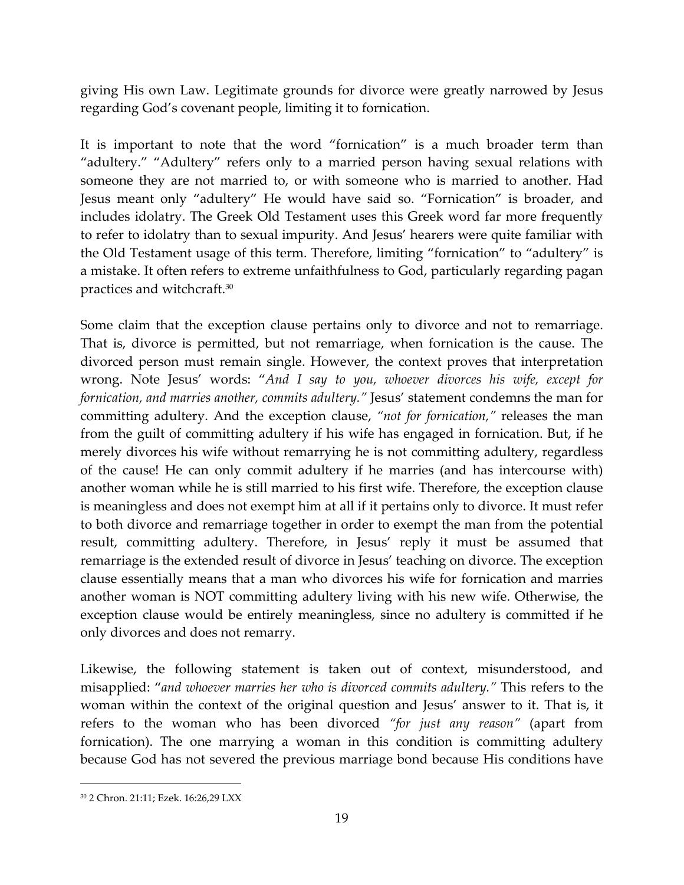giving His own Law. Legitimate grounds for divorce were greatly narrowed by Jesus regarding God's covenant people, limiting it to fornication.

It is important to note that the word "fornication" is a much broader term than "adultery." "Adultery" refers only to a married person having sexual relations with someone they are not married to, or with someone who is married to another. Had Jesus meant only "adultery" He would have said so. "Fornication" is broader, and includes idolatry. The Greek Old Testament uses this Greek word far more frequently to refer to idolatry than to sexual impurity. And Jesus' hearers were quite familiar with the Old Testament usage of this term. Therefore, limiting "fornication" to "adultery" is a mistake. It often refers to extreme unfaithfulness to God, particularly regarding pagan practices and witchcraft.[30]

Some claim that the exception clause pertains only to divorce and not to remarriage. That is, divorce is permitted, but not remarriage, when fornication is the cause. The divorced person must remain single. However, the context proves that interpretation wrong. Note Jesus' words: "*And I say to you, whoever divorces his wife, except for fornication, and marries another, commits adultery.*" Jesus' statement condemns the man for committing adultery. And the exception clause, *"not for fornication,"* releases the man from the guilt of committing adultery if his wife has engaged in fornication. But, if he merely divorces his wife without remarrying he is not committing adultery, regardless of the cause! He can only commit adultery if he marries (and has intercourse with) another woman while he is still married to his first wife. Therefore, the exception clause is meaningless and does not exempt him at all if it pertains only to divorce. It must refer to both divorce and remarriage together in order to exempt the man from the potential result, committing adultery. Therefore, in Jesus' reply it must be assumed that remarriage is the extended result of divorce in Jesus' teaching on divorce. The exception clause essentially means that a man who divorces his wife for fornication and marries another woman is NOT committing adultery living with his new wife. Otherwise, the exception clause would be entirely meaningless, since no adultery is committed if he only divorces and does not remarry.

Likewise, the following statement is taken out of context, misunderstood, and misapplied: "*and whoever marries her who is divorced commits adultery.*" This refers to the woman within the context of the original question and Jesus' answer to it. That is, it refers to the woman who has been divorced *"for just any reason"* (apart from fornication). The one marrying a woman in this condition is committing adultery because God has not severed the previous marriage bond because His conditions have

---

[30] 2 Chron. 21:11; Ezek. 16:26,29 LXX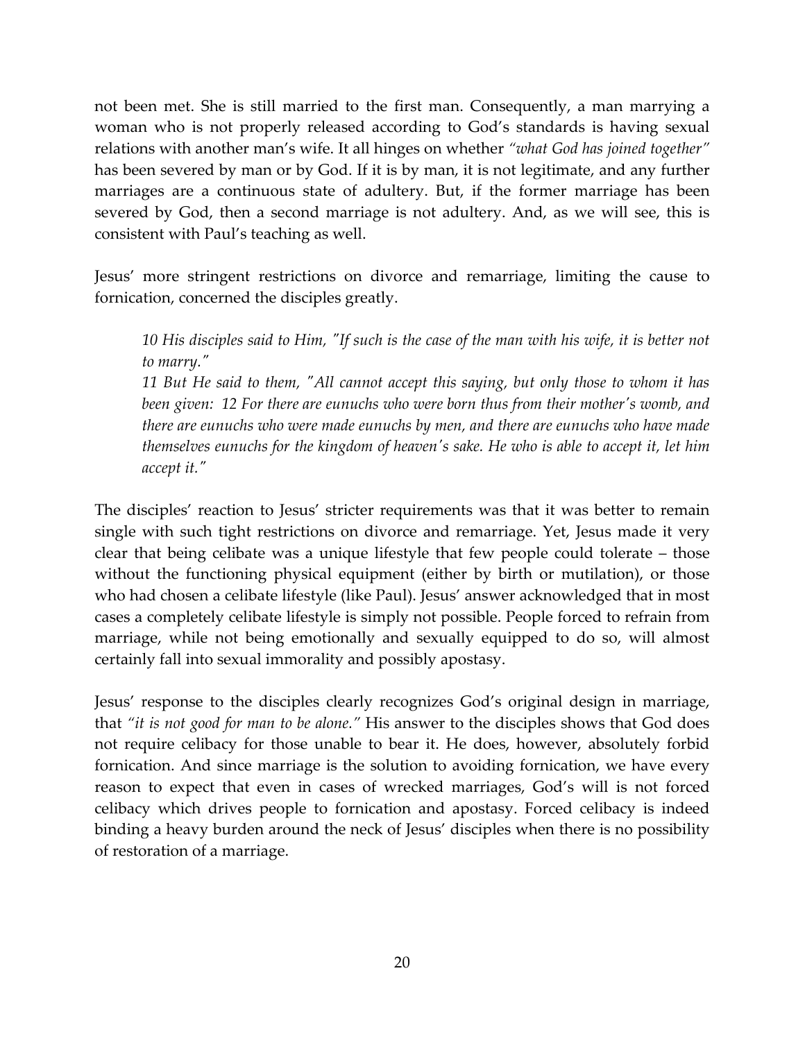not been met. She is still married to the first man. Consequently, a man marrying a woman who is not properly released according to God's standards is having sexual relations with another man's wife. It all hinges on whether *"what God has joined together"* has been severed by man or by God. If it is by man, it is not legitimate, and any further marriages are a continuous state of adultery. But, if the former marriage has been severed by God, then a second marriage is not adultery. And, as we will see, this is consistent with Paul's teaching as well.

Jesus' more stringent restrictions on divorce and remarriage, limiting the cause to fornication, concerned the disciples greatly.

> *10 His disciples said to Him, "If such is the case of the man with his wife, it is better not to marry."*
> *11 But He said to them, "All cannot accept this saying, but only those to whom it has been given: 12 For there are eunuchs who were born thus from their mother's womb, and there are eunuchs who were made eunuchs by men, and there are eunuchs who have made themselves eunuchs for the kingdom of heaven's sake. He who is able to accept it, let him accept it."*

The disciples' reaction to Jesus' stricter requirements was that it was better to remain single with such tight restrictions on divorce and remarriage. Yet, Jesus made it very clear that being celibate was a unique lifestyle that few people could tolerate – those without the functioning physical equipment (either by birth or mutilation), or those who had chosen a celibate lifestyle (like Paul). Jesus' answer acknowledged that in most cases a completely celibate lifestyle is simply not possible. People forced to refrain from marriage, while not being emotionally and sexually equipped to do so, will almost certainly fall into sexual immorality and possibly apostasy.

Jesus' response to the disciples clearly recognizes God's original design in marriage, that *"it is not good for man to be alone."* His answer to the disciples shows that God does not require celibacy for those unable to bear it. He does, however, absolutely forbid fornication. And since marriage is the solution to avoiding fornication, we have every reason to expect that even in cases of wrecked marriages, God's will is not forced celibacy which drives people to fornication and apostasy. Forced celibacy is indeed binding a heavy burden around the neck of Jesus' disciples when there is no possibility of restoration of a marriage.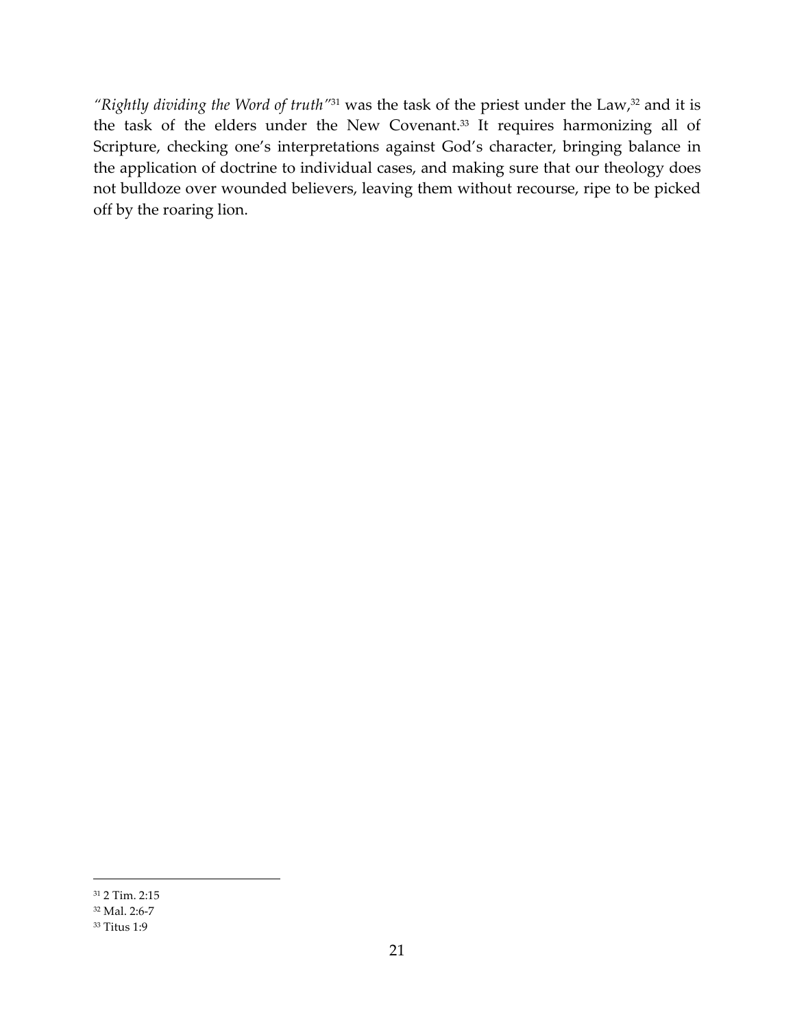*"Rightly dividing the Word of truth"*[31] was the task of the priest under the Law,[32] and it is the task of the elders under the New Covenant.[33] It requires harmonizing all of Scripture, checking one's interpretations against God's character, bringing balance in the application of doctrine to individual cases, and making sure that our theology does not bulldoze over wounded believers, leaving them without recourse, ripe to be picked off by the roaring lion.

---

[31] 2 Tim. 2:15

[32] Mal. 2:6-7

[33] Titus 1:9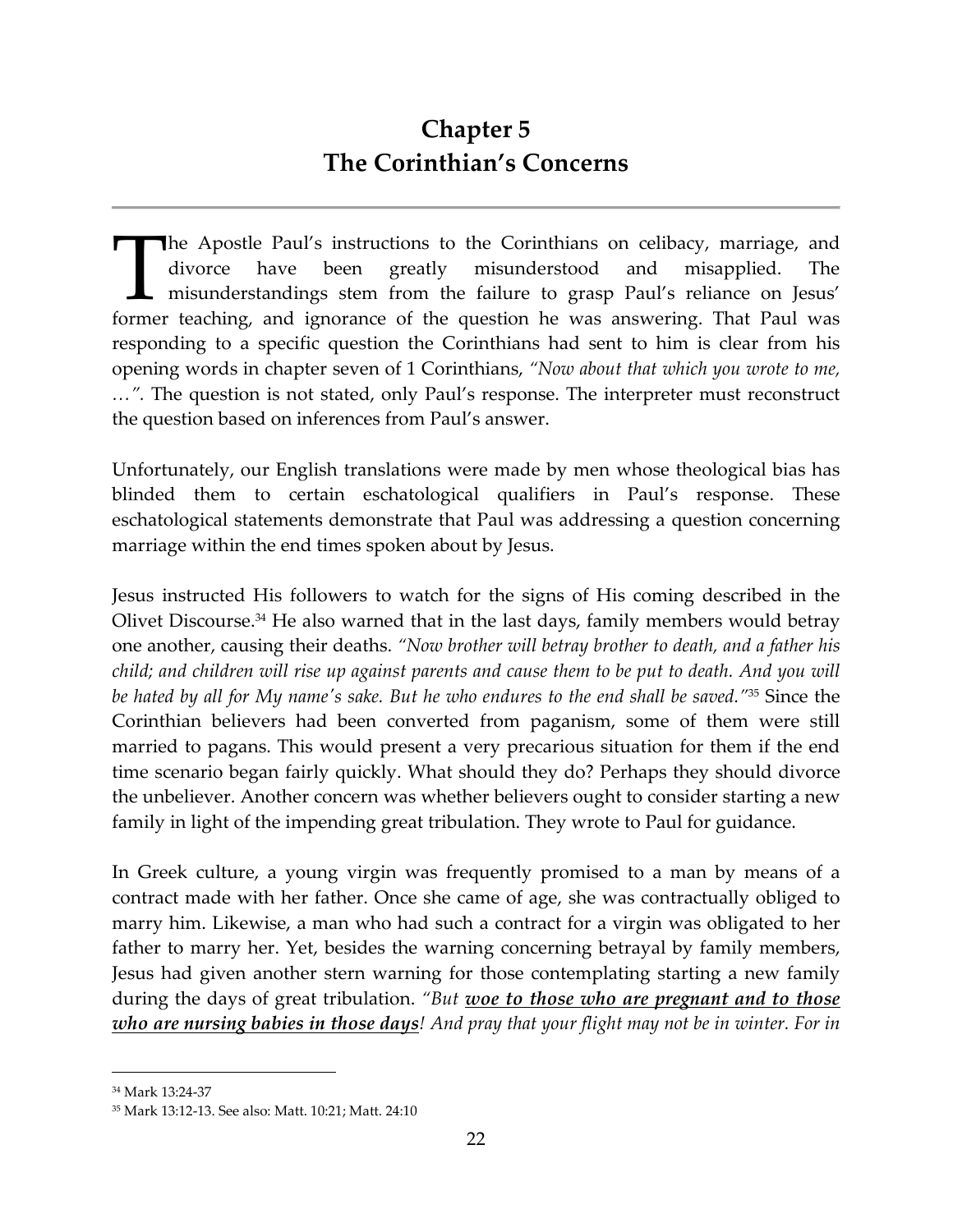# Chapter 5
# The Corinthian's Concerns

The Apostle Paul's instructions to the Corinthians on celibacy, marriage, and divorce have been greatly misunderstood and misapplied. The misunderstandings stem from the failure to grasp Paul's reliance on Jesus' former teaching, and ignorance of the question he was answering. That Paul was responding to a specific question the Corinthians had sent to him is clear from his opening words in chapter seven of 1 Corinthians, *"Now about that which you wrote to me, …".* The question is not stated, only Paul's response. The interpreter must reconstruct the question based on inferences from Paul's answer.

Unfortunately, our English translations were made by men whose theological bias has blinded them to certain eschatological qualifiers in Paul's response. These eschatological statements demonstrate that Paul was addressing a question concerning marriage within the end times spoken about by Jesus.

Jesus instructed His followers to watch for the signs of His coming described in the Olivet Discourse.[34] He also warned that in the last days, family members would betray one another, causing their deaths. *"Now brother will betray brother to death, and a father his child; and children will rise up against parents and cause them to be put to death. And you will be hated by all for My name's sake. But he who endures to the end shall be saved."*[35] Since the Corinthian believers had been converted from paganism, some of them were still married to pagans. This would present a very precarious situation for them if the end time scenario began fairly quickly. What should they do? Perhaps they should divorce the unbeliever. Another concern was whether believers ought to consider starting a new family in light of the impending great tribulation. They wrote to Paul for guidance.

In Greek culture, a young virgin was frequently promised to a man by means of a contract made with her father. Once she came of age, she was contractually obliged to marry him. Likewise, a man who had such a contract for a virgin was obligated to her father to marry her. Yet, besides the warning concerning betrayal by family members, Jesus had given another stern warning for those contemplating starting a new family during the days of great tribulation. *"But **<u>woe to those who are pregnant and to those who are nursing babies in those days</u>**! And pray that your flight may not be in winter. For in*

---

[34] Mark 13:24-37

[35] Mark 13:12-13. See also: Matt. 10:21; Matt. 24:10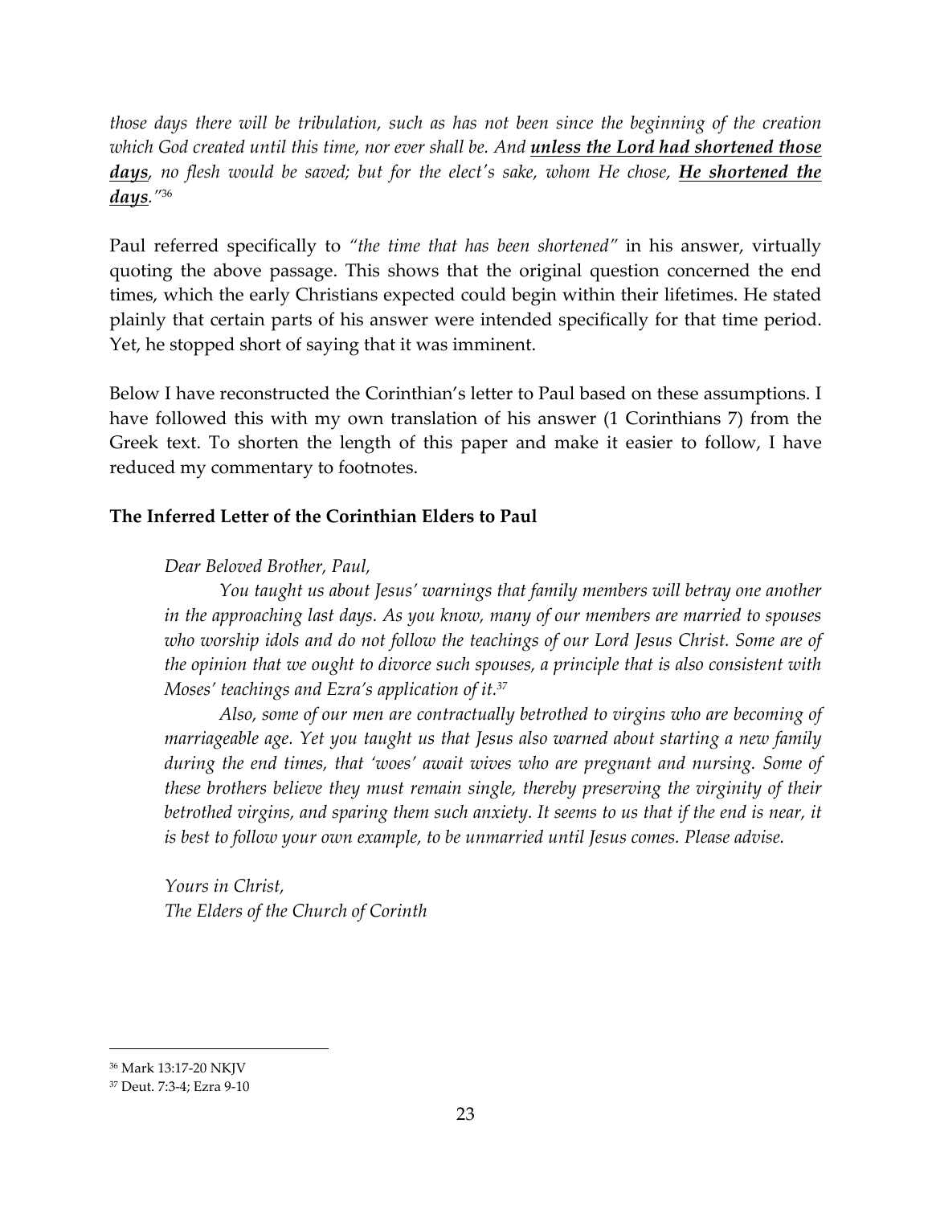*those days there will be tribulation, such as has not been since the beginning of the creation which God created until this time, nor ever shall be. And* ***unless the Lord had shortened those days****, no flesh would be saved; but for the elect's sake, whom He chose,* ***He shortened the days****."*[36]

Paul referred specifically to *"the time that has been shortened"* in his answer, virtually quoting the above passage. This shows that the original question concerned the end times, which the early Christians expected could begin within their lifetimes. He stated plainly that certain parts of his answer were intended specifically for that time period. Yet, he stopped short of saying that it was imminent.

Below I have reconstructed the Corinthian's letter to Paul based on these assumptions. I have followed this with my own translation of his answer (1 Corinthians 7) from the Greek text. To shorten the length of this paper and make it easier to follow, I have reduced my commentary to footnotes.

**The Inferred Letter of the Corinthian Elders to Paul**

> *Dear Beloved Brother, Paul,*
>
> *You taught us about Jesus' warnings that family members will betray one another in the approaching last days. As you know, many of our members are married to spouses who worship idols and do not follow the teachings of our Lord Jesus Christ. Some are of the opinion that we ought to divorce such spouses, a principle that is also consistent with Moses' teachings and Ezra's application of it.*[37]
>
> *Also, some of our men are contractually betrothed to virgins who are becoming of marriageable age. Yet you taught us that Jesus also warned about starting a new family during the end times, that 'woes' await wives who are pregnant and nursing. Some of these brothers believe they must remain single, thereby preserving the virginity of their betrothed virgins, and sparing them such anxiety. It seems to us that if the end is near, it is best to follow your own example, to be unmarried until Jesus comes. Please advise.*
>
> *Yours in Christ,*
> *The Elders of the Church of Corinth*

---

[36] Mark 13:17-20 NKJV

[37] Deut. 7:3-4; Ezra 9-10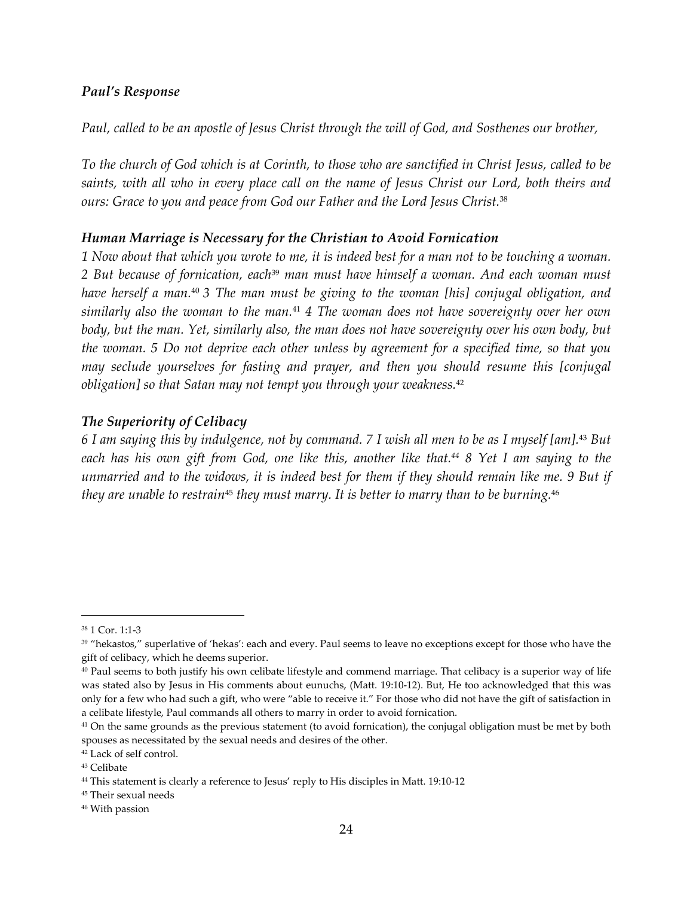### *Paul's Response*

*Paul, called to be an apostle of Jesus Christ through the will of God, and Sosthenes our brother,*

*To the church of God which is at Corinth, to those who are sanctified in Christ Jesus, called to be saints, with all who in every place call on the name of Jesus Christ our Lord, both theirs and ours: Grace to you and peace from God our Father and the Lord Jesus Christ.*[38]

### *Human Marriage is Necessary for the Christian to Avoid Fornication*

*1 Now about that which you wrote to me, it is indeed best for a man not to be touching a woman. 2 But because of fornication, each*[39] *man must have himself a woman. And each woman must have herself a man.*[40] *3 The man must be giving to the woman [his] conjugal obligation, and similarly also the woman to the man.*[41] *4 The woman does not have sovereignty over her own body, but the man. Yet, similarly also, the man does not have sovereignty over his own body, but the woman. 5 Do not deprive each other unless by agreement for a specified time, so that you may seclude yourselves for fasting and prayer, and then you should resume this [conjugal obligation] so that Satan may not tempt you through your weakness.*[42]

### *The Superiority of Celibacy*

*6 I am saying this by indulgence, not by command. 7 I wish all men to be as I myself [am].*[43] *But each has his own gift from God, one like this, another like that.*[44] *8 Yet I am saying to the unmarried and to the widows, it is indeed best for them if they should remain like me. 9 But if they are unable to restrain*[45] *they must marry. It is better to marry than to be burning.*[46]

---

[38] 1 Cor. 1:1-3

[39] "hekastos," superlative of 'hekas': each and every. Paul seems to leave no exceptions except for those who have the gift of celibacy, which he deems superior.

[40] Paul seems to both justify his own celibate lifestyle and commend marriage. That celibacy is a superior way of life was stated also by Jesus in His comments about eunuchs, (Matt. 19:10-12). But, He too acknowledged that this was only for a few who had such a gift, who were "able to receive it." For those who did not have the gift of satisfaction in a celibate lifestyle, Paul commands all others to marry in order to avoid fornication.

[41] On the same grounds as the previous statement (to avoid fornication), the conjugal obligation must be met by both spouses as necessitated by the sexual needs and desires of the other.

[42] Lack of self control.

[43] Celibate

[44] This statement is clearly a reference to Jesus' reply to His disciples in Matt. 19:10-12

[45] Their sexual needs

[46] With passion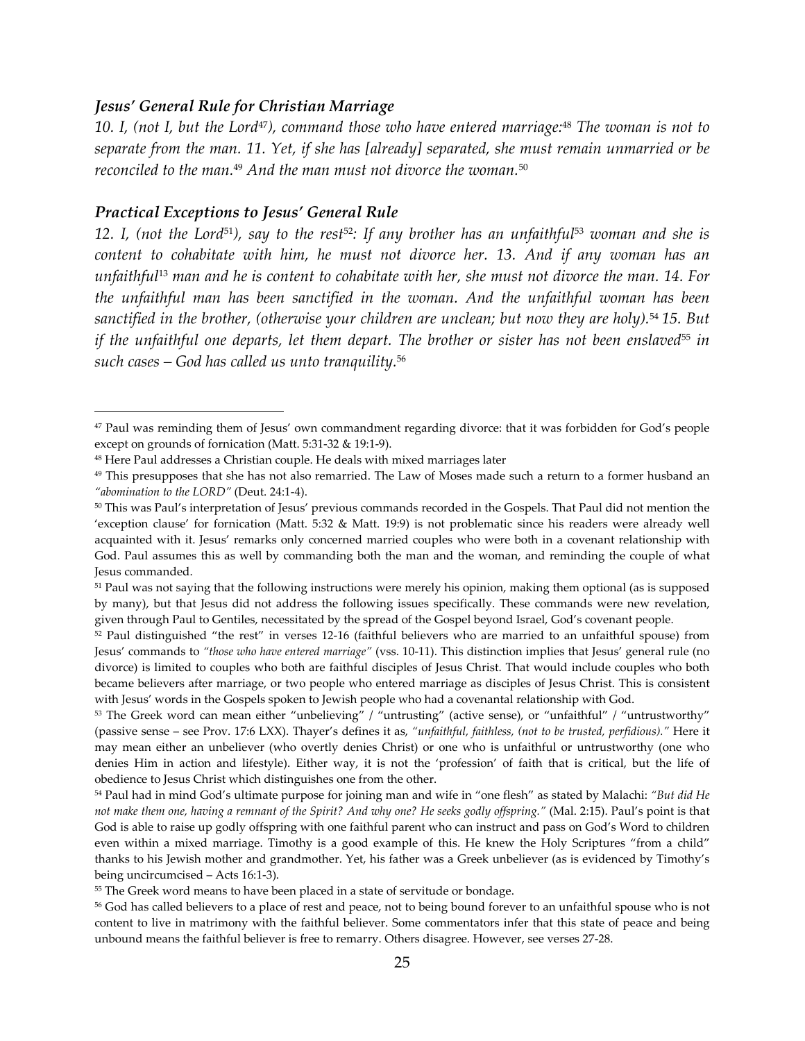### *Jesus' General Rule for Christian Marriage*

*10. I, (not I, but the Lord*[47]*), command those who have entered marriage:*[48] *The woman is not to separate from the man. 11. Yet, if she has [already] separated, she must remain unmarried or be reconciled to the man.*[49] *And the man must not divorce the woman.*[50]

### *Practical Exceptions to Jesus' General Rule*

*12. I, (not the Lord*[51]*), say to the rest*[52]*: If any brother has an unfaithful*[53] *woman and she is content to cohabitate with him, he must not divorce her. 13. And if any woman has an unfaithful*[13] *man and he is content to cohabitate with her, she must not divorce the man. 14. For the unfaithful man has been sanctified in the woman. And the unfaithful woman has been sanctified in the brother, (otherwise your children are unclean; but now they are holy).*[54] *15. But if the unfaithful one departs, let them depart. The brother or sister has not been enslaved*[55] *in such cases – God has called us unto tranquility.*[56]

---

[47] Paul was reminding them of Jesus' own commandment regarding divorce: that it was forbidden for God's people except on grounds of fornication (Matt. 5:31-32 & 19:1-9).

[48] Here Paul addresses a Christian couple. He deals with mixed marriages later

[49] This presupposes that she has not also remarried. The Law of Moses made such a return to a former husband an *"abomination to the LORD"* (Deut. 24:1-4).

[50] This was Paul's interpretation of Jesus' previous commands recorded in the Gospels. That Paul did not mention the 'exception clause' for fornication (Matt. 5:32 & Matt. 19:9) is not problematic since his readers were already well acquainted with it. Jesus' remarks only concerned married couples who were both in a covenant relationship with God. Paul assumes this as well by commanding both the man and the woman, and reminding the couple of what Jesus commanded.

[51] Paul was not saying that the following instructions were merely his opinion, making them optional (as is supposed by many), but that Jesus did not address the following issues specifically. These commands were new revelation, given through Paul to Gentiles, necessitated by the spread of the Gospel beyond Israel, God's covenant people.

[52] Paul distinguished "the rest" in verses 12-16 (faithful believers who are married to an unfaithful spouse) from Jesus' commands to *"those who have entered marriage"* (vss. 10-11). This distinction implies that Jesus' general rule (no divorce) is limited to couples who both are faithful disciples of Jesus Christ. That would include couples who both became believers after marriage, or two people who entered marriage as disciples of Jesus Christ. This is consistent with Jesus' words in the Gospels spoken to Jewish people who had a covenantal relationship with God.

[53] The Greek word can mean either "unbelieving" / "untrusting" (active sense), or "unfaithful" / "untrustworthy" (passive sense – see Prov. 17:6 LXX). Thayer's defines it as, *"unfaithful, faithless, (not to be trusted, perfidious)."* Here it may mean either an unbeliever (who overtly denies Christ) or one who is unfaithful or untrustworthy (one who denies Him in action and lifestyle). Either way, it is not the 'profession' of faith that is critical, but the life of obedience to Jesus Christ which distinguishes one from the other.

[54] Paul had in mind God's ultimate purpose for joining man and wife in "one flesh" as stated by Malachi: *"But did He not make them one, having a remnant of the Spirit? And why one? He seeks godly offspring."* (Mal. 2:15). Paul's point is that God is able to raise up godly offspring with one faithful parent who can instruct and pass on God's Word to children even within a mixed marriage. Timothy is a good example of this. He knew the Holy Scriptures "from a child" thanks to his Jewish mother and grandmother. Yet, his father was a Greek unbeliever (as is evidenced by Timothy's being uncircumcised – Acts 16:1-3).

[55] The Greek word means to have been placed in a state of servitude or bondage.

[56] God has called believers to a place of rest and peace, not to being bound forever to an unfaithful spouse who is not content to live in matrimony with the faithful believer. Some commentators infer that this state of peace and being unbound means the faithful believer is free to remarry. Others disagree. However, see verses 27-28.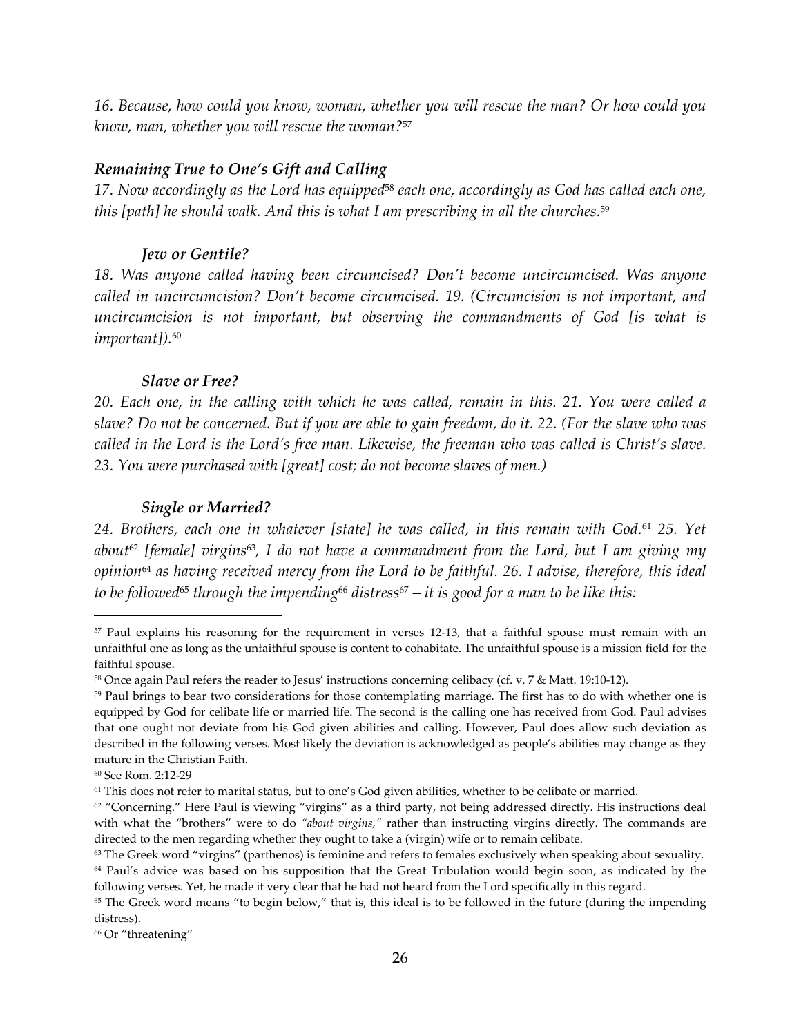*16. Because, how could you know, woman, whether you will rescue the man? Or how could you know, man, whether you will rescue the woman?*[57]

### *Remaining True to One's Gift and Calling*

*17. Now accordingly as the Lord has equipped*[58] *each one, accordingly as God has called each one, this [path] he should walk. And this is what I am prescribing in all the churches.*[59]

#### *Jew or Gentile?*

*18. Was anyone called having been circumcised? Don't become uncircumcised. Was anyone called in uncircumcision? Don't become circumcised. 19. (Circumcision is not important, and uncircumcision is not important, but observing the commandments of God [is what is important]).*[60]

#### *Slave or Free?*

*20. Each one, in the calling with which he was called, remain in this. 21. You were called a slave? Do not be concerned. But if you are able to gain freedom, do it. 22. (For the slave who was called in the Lord is the Lord's free man. Likewise, the freeman who was called is Christ's slave. 23. You were purchased with [great] cost; do not become slaves of men.)*

#### *Single or Married?*

*24. Brothers, each one in whatever [state] he was called, in this remain with God.*[61] *25. Yet about*[62] *[female] virgins*[63]*, I do not have a commandment from the Lord, but I am giving my opinion*[64] *as having received mercy from the Lord to be faithful. 26. I advise, therefore, this ideal to be followed*[65] *through the impending*[66] *distress*[67] *– it is good for a man to be like this:*

---

[57] Paul explains his reasoning for the requirement in verses 12-13, that a faithful spouse must remain with an unfaithful one as long as the unfaithful spouse is content to cohabitate. The unfaithful spouse is a mission field for the faithful spouse.

[58] Once again Paul refers the reader to Jesus' instructions concerning celibacy (cf. v. 7 & Matt. 19:10-12).

[59] Paul brings to bear two considerations for those contemplating marriage. The first has to do with whether one is equipped by God for celibate life or married life. The second is the calling one has received from God. Paul advises that one ought not deviate from his God given abilities and calling. However, Paul does allow such deviation as described in the following verses. Most likely the deviation is acknowledged as people's abilities may change as they mature in the Christian Faith.

[60] See Rom. 2:12-29

[61] This does not refer to marital status, but to one's God given abilities, whether to be celibate or married.

[62] "Concerning." Here Paul is viewing "virgins" as a third party, not being addressed directly. His instructions deal with what the "brothers" were to do *"about virgins,"* rather than instructing virgins directly. The commands are directed to the men regarding whether they ought to take a (virgin) wife or to remain celibate.

[63] The Greek word "virgins" (parthenos) is feminine and refers to females exclusively when speaking about sexuality.

[64] Paul's advice was based on his supposition that the Great Tribulation would begin soon, as indicated by the following verses. Yet, he made it very clear that he had not heard from the Lord specifically in this regard.

[65] The Greek word means "to begin below," that is, this ideal is to be followed in the future (during the impending distress).

[66] Or "threatening"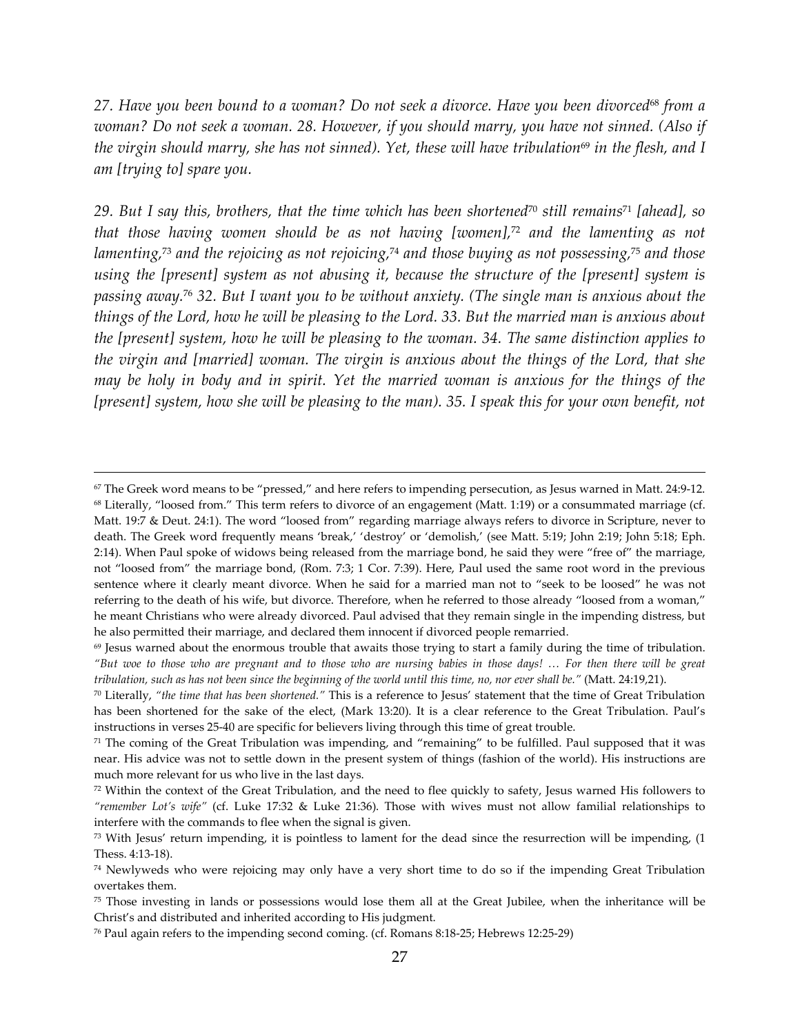*27. Have you been bound to a woman? Do not seek a divorce. Have you been divorced[68] from a woman? Do not seek a woman. 28. However, if you should marry, you have not sinned. (Also if the virgin should marry, she has not sinned). Yet, these will have tribulation[69] in the flesh, and I am [trying to] spare you.*

*29. But I say this, brothers, that the time which has been shortened[70] still remains[71] [ahead], so that those having women should be as not having [women],[72] and the lamenting as not lamenting,[73] and the rejoicing as not rejoicing,[74] and those buying as not possessing,[75] and those using the [present] system as not abusing it, because the structure of the [present] system is passing away.[76] 32. But I want you to be without anxiety. (The single man is anxious about the things of the Lord, how he will be pleasing to the Lord. 33. But the married man is anxious about the [present] system, how he will be pleasing to the woman. 34. The same distinction applies to the virgin and [married] woman. The virgin is anxious about the things of the Lord, that she may be holy in body and in spirit. Yet the married woman is anxious for the things of the [present] system, how she will be pleasing to the man). 35. I speak this for your own benefit, not*

---

[67] The Greek word means to be "pressed," and here refers to impending persecution, as Jesus warned in Matt. 24:9-12.

[68] Literally, "loosed from." This term refers to divorce of an engagement (Matt. 1:19) or a consummated marriage (cf. Matt. 19:7 & Deut. 24:1). The word "loosed from" regarding marriage always refers to divorce in Scripture, never to death. The Greek word frequently means 'break,' 'destroy' or 'demolish,' (see Matt. 5:19; John 2:19; John 5:18; Eph. 2:14). When Paul spoke of widows being released from the marriage bond, he said they were "free of" the marriage, not "loosed from" the marriage bond, (Rom. 7:3; 1 Cor. 7:39). Here, Paul used the same root word in the previous sentence where it clearly meant divorce. When he said for a married man not to "seek to be loosed" he was not referring to the death of his wife, but divorce. Therefore, when he referred to those already "loosed from a woman," he meant Christians who were already divorced. Paul advised that they remain single in the impending distress, but he also permitted their marriage, and declared them innocent if divorced people remarried.

[69] Jesus warned about the enormous trouble that awaits those trying to start a family during the time of tribulation. *"But woe to those who are pregnant and to those who are nursing babies in those days! … For then there will be great tribulation, such as has not been since the beginning of the world until this time, no, nor ever shall be."* (Matt. 24:19,21).

[70] Literally, *"the time that has been shortened."* This is a reference to Jesus' statement that the time of Great Tribulation has been shortened for the sake of the elect, (Mark 13:20). It is a clear reference to the Great Tribulation. Paul's instructions in verses 25-40 are specific for believers living through this time of great trouble.

[71] The coming of the Great Tribulation was impending, and "remaining" to be fulfilled. Paul supposed that it was near. His advice was not to settle down in the present system of things (fashion of the world). His instructions are much more relevant for us who live in the last days.

[72] Within the context of the Great Tribulation, and the need to flee quickly to safety, Jesus warned His followers to *"remember Lot's wife"* (cf. Luke 17:32 & Luke 21:36). Those with wives must not allow familial relationships to interfere with the commands to flee when the signal is given.

[73] With Jesus' return impending, it is pointless to lament for the dead since the resurrection will be impending, (1 Thess. 4:13-18).

[74] Newlyweds who were rejoicing may only have a very short time to do so if the impending Great Tribulation overtakes them.

[75] Those investing in lands or possessions would lose them all at the Great Jubilee, when the inheritance will be Christ's and distributed and inherited according to His judgment.

[76] Paul again refers to the impending second coming. (cf. Romans 8:18-25; Hebrews 12:25-29)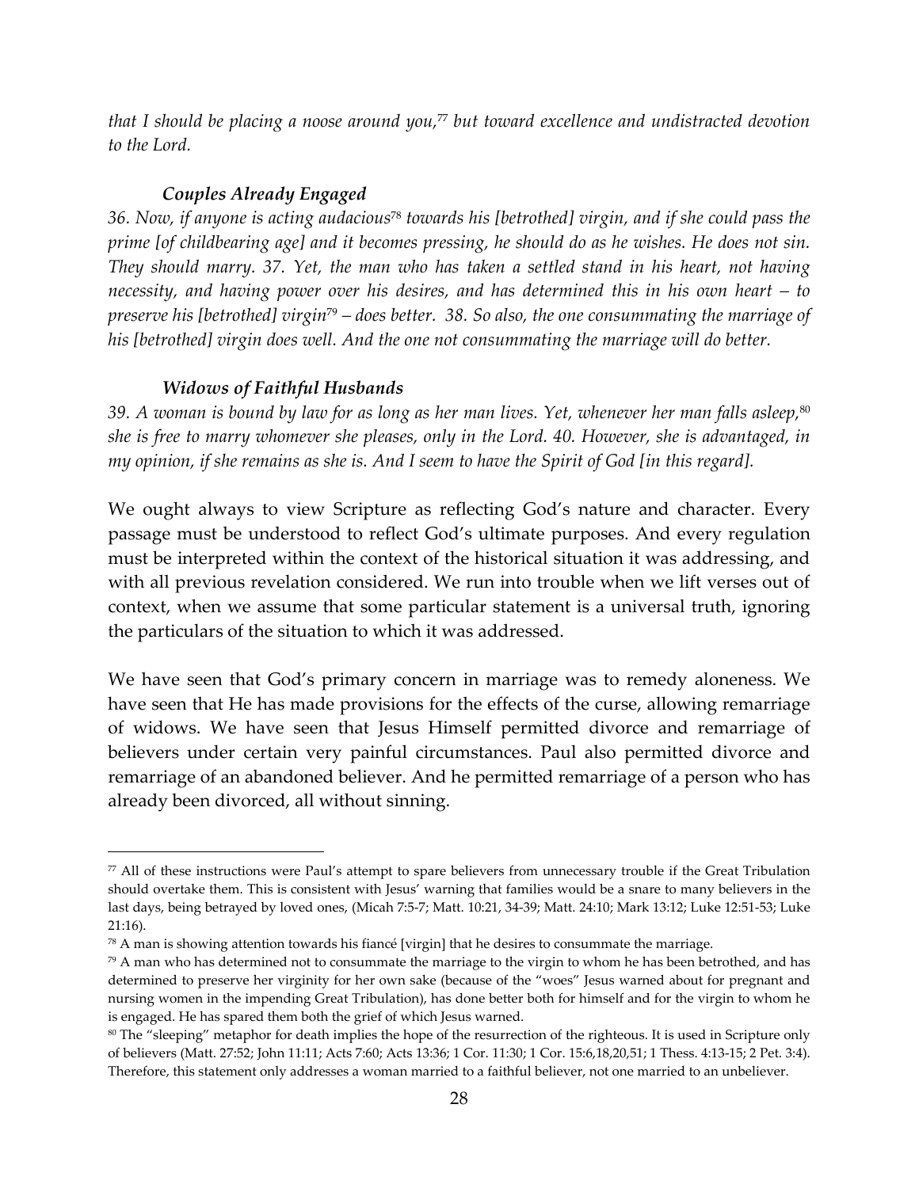*that I should be placing a noose around you,*[77] *but toward excellence and undistracted devotion to the Lord.*

### *Couples Already Engaged*

*36. Now, if anyone is acting audacious*[78] *towards his [betrothed] virgin, and if she could pass the prime [of childbearing age] and it becomes pressing, he should do as he wishes. He does not sin. They should marry. 37. Yet, the man who has taken a settled stand in his heart, not having necessity, and having power over his desires, and has determined this in his own heart – to preserve his [betrothed] virgin*[79] *– does better. 38. So also, the one consummating the marriage of his [betrothed] virgin does well. And the one not consummating the marriage will do better.*

### *Widows of Faithful Husbands*

*39. A woman is bound by law for as long as her man lives. Yet, whenever her man falls asleep,*[80] *she is free to marry whomever she pleases, only in the Lord. 40. However, she is advantaged, in my opinion, if she remains as she is. And I seem to have the Spirit of God [in this regard].*

We ought always to view Scripture as reflecting God's nature and character. Every passage must be understood to reflect God's ultimate purposes. And every regulation must be interpreted within the context of the historical situation it was addressing, and with all previous revelation considered. We run into trouble when we lift verses out of context, when we assume that some particular statement is a universal truth, ignoring the particulars of the situation to which it was addressed.

We have seen that God's primary concern in marriage was to remedy aloneness. We have seen that He has made provisions for the effects of the curse, allowing remarriage of widows. We have seen that Jesus Himself permitted divorce and remarriage of believers under certain very painful circumstances. Paul also permitted divorce and remarriage of an abandoned believer. And he permitted remarriage of a person who has already been divorced, all without sinning.

---

[77] All of these instructions were Paul's attempt to spare believers from unnecessary trouble if the Great Tribulation should overtake them. This is consistent with Jesus' warning that families would be a snare to many believers in the last days, being betrayed by loved ones, (Micah 7:5-7; Matt. 10:21, 34-39; Matt. 24:10; Mark 13:12; Luke 12:51-53; Luke 21:16).

[78] A man is showing attention towards his fiancé [virgin] that he desires to consummate the marriage.

[79] A man who has determined not to consummate the marriage to the virgin to whom he has been betrothed, and has determined to preserve her virginity for her own sake (because of the "woes" Jesus warned about for pregnant and nursing women in the impending Great Tribulation), has done better both for himself and for the virgin to whom he is engaged. He has spared them both the grief of which Jesus warned.

[80] The "sleeping" metaphor for death implies the hope of the resurrection of the righteous. It is used in Scripture only of believers (Matt. 27:52; John 11:11; Acts 7:60; Acts 13:36; 1 Cor. 11:30; 1 Cor. 15:6,18,20,51; 1 Thess. 4:13-15; 2 Pet. 3:4). Therefore, this statement only addresses a woman married to a faithful believer, not one married to an unbeliever.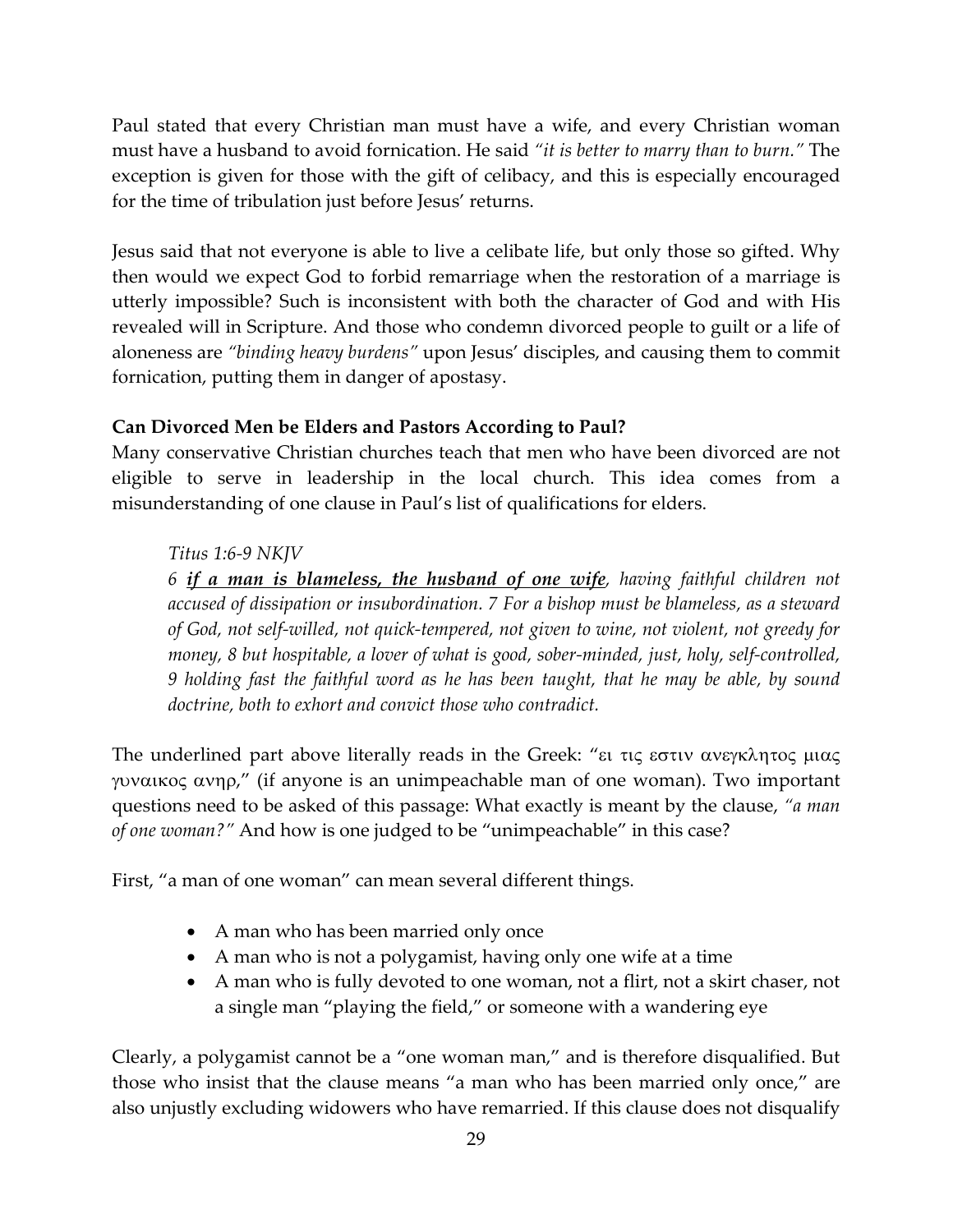Paul stated that every Christian man must have a wife, and every Christian woman must have a husband to avoid fornication. He said *"it is better to marry than to burn."* The exception is given for those with the gift of celibacy, and this is especially encouraged for the time of tribulation just before Jesus' returns.

Jesus said that not everyone is able to live a celibate life, but only those so gifted. Why then would we expect God to forbid remarriage when the restoration of a marriage is utterly impossible? Such is inconsistent with both the character of God and with His revealed will in Scripture. And those who condemn divorced people to guilt or a life of aloneness are *"binding heavy burdens"* upon Jesus' disciples, and causing them to commit fornication, putting them in danger of apostasy.

**Can Divorced Men be Elders and Pastors According to Paul?**

Many conservative Christian churches teach that men who have been divorced are not eligible to serve in leadership in the local church. This idea comes from a misunderstanding of one clause in Paul's list of qualifications for elders.

> *Titus 1:6-9 NKJV*
>
> *6 **<u>if a man is blameless, the husband of one wife</u>**, having faithful children not accused of dissipation or insubordination. 7 For a bishop must be blameless, as a steward of God, not self-willed, not quick-tempered, not given to wine, not violent, not greedy for money, 8 but hospitable, a lover of what is good, sober-minded, just, holy, self-controlled, 9 holding fast the faithful word as he has been taught, that he may be able, by sound doctrine, both to exhort and convict those who contradict.*

The underlined part above literally reads in the Greek: "ει τις εστιν ανεγκλητος μιας γυναικος ανηρ," (if anyone is an unimpeachable man of one woman). Two important questions need to be asked of this passage: What exactly is meant by the clause, *"a man of one woman?"* And how is one judged to be "unimpeachable" in this case?

First, "a man of one woman" can mean several different things.

- A man who has been married only once
- A man who is not a polygamist, having only one wife at a time
- A man who is fully devoted to one woman, not a flirt, not a skirt chaser, not a single man "playing the field," or someone with a wandering eye

Clearly, a polygamist cannot be a "one woman man," and is therefore disqualified. But those who insist that the clause means "a man who has been married only once," are also unjustly excluding widowers who have remarried. If this clause does not disqualify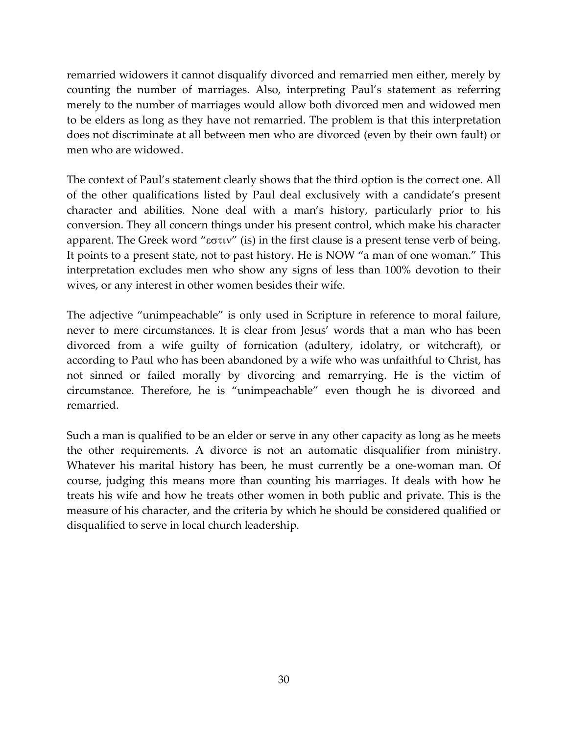remarried widowers it cannot disqualify divorced and remarried men either, merely by counting the number of marriages. Also, interpreting Paul's statement as referring merely to the number of marriages would allow both divorced men and widowed men to be elders as long as they have not remarried. The problem is that this interpretation does not discriminate at all between men who are divorced (even by their own fault) or men who are widowed.

The context of Paul's statement clearly shows that the third option is the correct one. All of the other qualifications listed by Paul deal exclusively with a candidate's present character and abilities. None deal with a man's history, particularly prior to his conversion. They all concern things under his present control, which make his character apparent. The Greek word "εστιν" (is) in the first clause is a present tense verb of being. It points to a present state, not to past history. He is NOW "a man of one woman." This interpretation excludes men who show any signs of less than 100% devotion to their wives, or any interest in other women besides their wife.

The adjective "unimpeachable" is only used in Scripture in reference to moral failure, never to mere circumstances. It is clear from Jesus' words that a man who has been divorced from a wife guilty of fornication (adultery, idolatry, or witchcraft), or according to Paul who has been abandoned by a wife who was unfaithful to Christ, has not sinned or failed morally by divorcing and remarrying. He is the victim of circumstance. Therefore, he is "unimpeachable" even though he is divorced and remarried.

Such a man is qualified to be an elder or serve in any other capacity as long as he meets the other requirements. A divorce is not an automatic disqualifier from ministry. Whatever his marital history has been, he must currently be a one-woman man. Of course, judging this means more than counting his marriages. It deals with how he treats his wife and how he treats other women in both public and private. This is the measure of his character, and the criteria by which he should be considered qualified or disqualified to serve in local church leadership.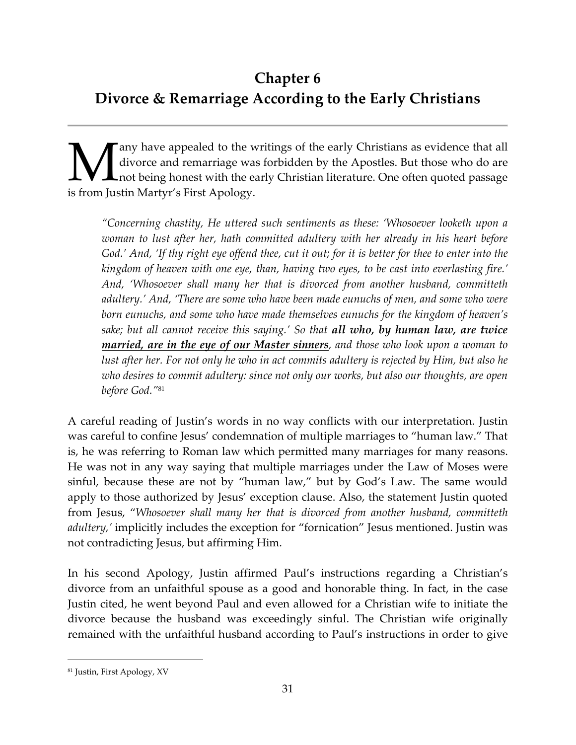# Chapter 6
# Divorce & Remarriage According to the Early Christians

Many have appealed to the writings of the early Christians as evidence that all divorce and remarriage was forbidden by the Apostles. But those who do are not being honest with the early Christian literature. One often quoted passage is from Justin Martyr's First Apology.

> *"Concerning chastity, He uttered such sentiments as these: 'Whosoever looketh upon a woman to lust after her, hath committed adultery with her already in his heart before God.' And, 'If thy right eye offend thee, cut it out; for it is better for thee to enter into the kingdom of heaven with one eye, than, having two eyes, to be cast into everlasting fire.' And, 'Whosoever shall many her that is divorced from another husband, committeth adultery.' And, 'There are some who have been made eunuchs of men, and some who were born eunuchs, and some who have made themselves eunuchs for the kingdom of heaven's sake; but all cannot receive this saying.' So that **all who, by human law, are twice married, are in the eye of our Master sinners**, and those who look upon a woman to lust after her. For not only he who in act commits adultery is rejected by Him, but also he who desires to commit adultery: since not only our works, but also our thoughts, are open before God."*[81]

A careful reading of Justin's words in no way conflicts with our interpretation. Justin was careful to confine Jesus' condemnation of multiple marriages to "human law." That is, he was referring to Roman law which permitted many marriages for many reasons. He was not in any way saying that multiple marriages under the Law of Moses were sinful, because these are not by "human law," but by God's Law. The same would apply to those authorized by Jesus' exception clause. Also, the statement Justin quoted from Jesus, "*Whosoever shall many her that is divorced from another husband, committeth adultery,'* implicitly includes the exception for "fornication" Jesus mentioned. Justin was not contradicting Jesus, but affirming Him.

In his second Apology, Justin affirmed Paul's instructions regarding a Christian's divorce from an unfaithful spouse as a good and honorable thing. In fact, in the case Justin cited, he went beyond Paul and even allowed for a Christian wife to initiate the divorce because the husband was exceedingly sinful. The Christian wife originally remained with the unfaithful husband according to Paul's instructions in order to give

[81] Justin, First Apology, XV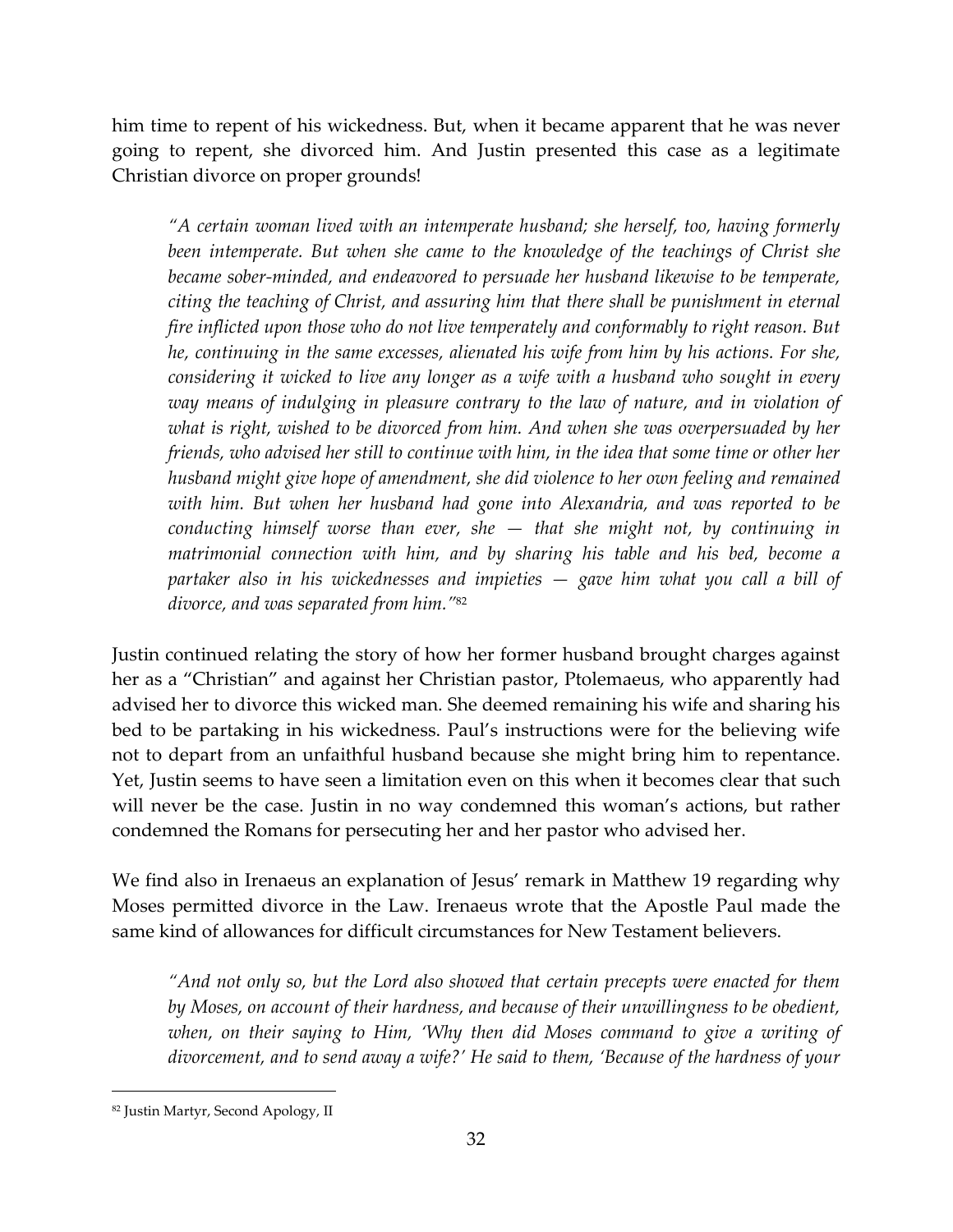him time to repent of his wickedness. But, when it became apparent that he was never going to repent, she divorced him. And Justin presented this case as a legitimate Christian divorce on proper grounds!

> *"A certain woman lived with an intemperate husband; she herself, too, having formerly been intemperate. But when she came to the knowledge of the teachings of Christ she became sober-minded, and endeavored to persuade her husband likewise to be temperate, citing the teaching of Christ, and assuring him that there shall be punishment in eternal fire inflicted upon those who do not live temperately and conformably to right reason. But he, continuing in the same excesses, alienated his wife from him by his actions. For she, considering it wicked to live any longer as a wife with a husband who sought in every way means of indulging in pleasure contrary to the law of nature, and in violation of what is right, wished to be divorced from him. And when she was overpersuaded by her friends, who advised her still to continue with him, in the idea that some time or other her husband might give hope of amendment, she did violence to her own feeling and remained with him. But when her husband had gone into Alexandria, and was reported to be conducting himself worse than ever, she — that she might not, by continuing in matrimonial connection with him, and by sharing his table and his bed, become a partaker also in his wickednesses and impieties — gave him what you call a bill of divorce, and was separated from him."*[82]

Justin continued relating the story of how her former husband brought charges against her as a "Christian" and against her Christian pastor, Ptolemaeus, who apparently had advised her to divorce this wicked man. She deemed remaining his wife and sharing his bed to be partaking in his wickedness. Paul's instructions were for the believing wife not to depart from an unfaithful husband because she might bring him to repentance. Yet, Justin seems to have seen a limitation even on this when it becomes clear that such will never be the case. Justin in no way condemned this woman's actions, but rather condemned the Romans for persecuting her and her pastor who advised her.

We find also in Irenaeus an explanation of Jesus' remark in Matthew 19 regarding why Moses permitted divorce in the Law. Irenaeus wrote that the Apostle Paul made the same kind of allowances for difficult circumstances for New Testament believers.

> *"And not only so, but the Lord also showed that certain precepts were enacted for them by Moses, on account of their hardness, and because of their unwillingness to be obedient, when, on their saying to Him, 'Why then did Moses command to give a writing of divorcement, and to send away a wife?' He said to them, 'Because of the hardness of your*

---

[82] Justin Martyr, Second Apology, II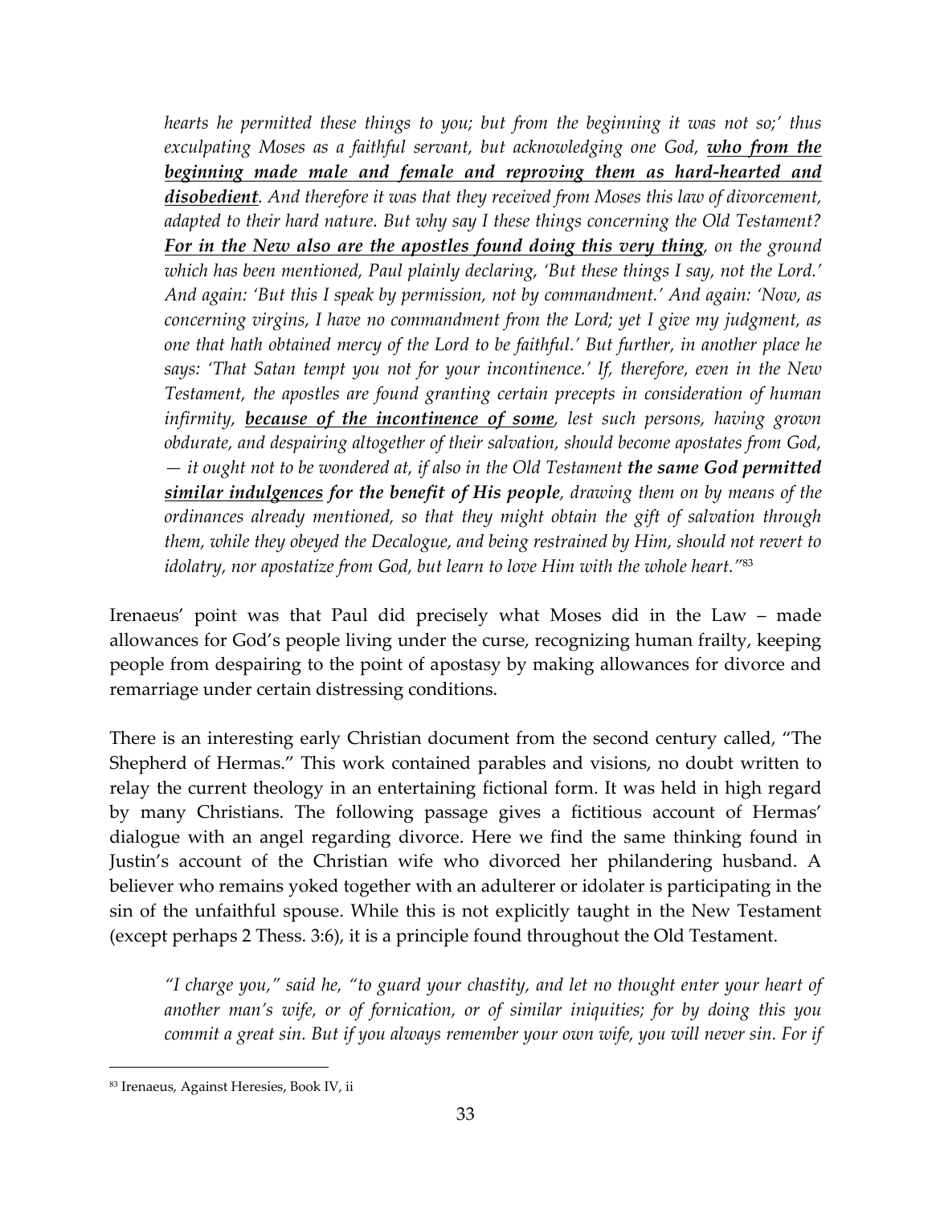*hearts he permitted these things to you; but from the beginning it was not so;' thus exculpating Moses as a faithful servant, but acknowledging one God, **<u>who from the beginning made male and female and reproving them as hard-hearted and disobedient</u>**. And therefore it was that they received from Moses this law of divorcement, adapted to their hard nature. But why say I these things concerning the Old Testament? **<u>For in the New also are the apostles found doing this very thing</u>**, on the ground which has been mentioned, Paul plainly declaring, 'But these things I say, not the Lord.' And again: 'But this I speak by permission, not by commandment.' And again: 'Now, as concerning virgins, I have no commandment from the Lord; yet I give my judgment, as one that hath obtained mercy of the Lord to be faithful.' But further, in another place he says: 'That Satan tempt you not for your incontinence.' If, therefore, even in the New Testament, the apostles are found granting certain precepts in consideration of human infirmity, **<u>because of the incontinence of some</u>**, lest such persons, having grown obdurate, and despairing altogether of their salvation, should become apostates from God, — it ought not to be wondered at, if also in the Old Testament **the same God permitted <u>similar indulgences</u> for the benefit of His people**, drawing them on by means of the ordinances already mentioned, so that they might obtain the gift of salvation through them, while they obeyed the Decalogue, and being restrained by Him, should not revert to idolatry, nor apostatize from God, but learn to love Him with the whole heart."*[83]

Irenaeus' point was that Paul did precisely what Moses did in the Law – made allowances for God's people living under the curse, recognizing human frailty, keeping people from despairing to the point of apostasy by making allowances for divorce and remarriage under certain distressing conditions.

There is an interesting early Christian document from the second century called, "The Shepherd of Hermas." This work contained parables and visions, no doubt written to relay the current theology in an entertaining fictional form. It was held in high regard by many Christians. The following passage gives a fictitious account of Hermas' dialogue with an angel regarding divorce. Here we find the same thinking found in Justin's account of the Christian wife who divorced her philandering husband. A believer who remains yoked together with an adulterer or idolater is participating in the sin of the unfaithful spouse. While this is not explicitly taught in the New Testament (except perhaps 2 Thess. 3:6), it is a principle found throughout the Old Testament.

*"I charge you," said he, "to guard your chastity, and let no thought enter your heart of another man's wife, or of fornication, or of similar iniquities; for by doing this you commit a great sin. But if you always remember your own wife, you will never sin. For if*

---

[83] Irenaeus, Against Heresies, Book IV, ii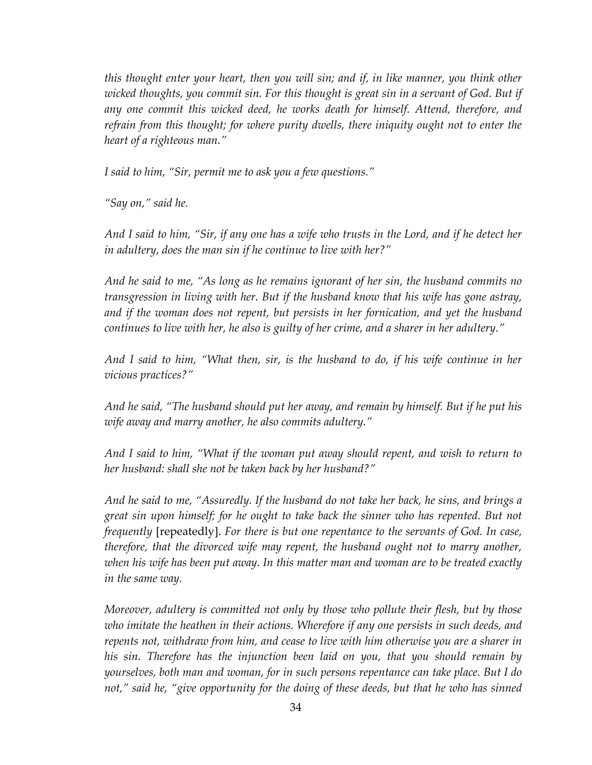*this thought enter your heart, then you will sin; and if, in like manner, you think other wicked thoughts, you commit sin. For this thought is great sin in a servant of God. But if any one commit this wicked deed, he works death for himself. Attend, therefore, and refrain from this thought; for where purity dwells, there iniquity ought not to enter the heart of a righteous man."*

*I said to him, "Sir, permit me to ask you a few questions."*

*"Say on," said he.*

*And I said to him, "Sir, if any one has a wife who trusts in the Lord, and if he detect her in adultery, does the man sin if he continue to live with her?"*

*And he said to me, "As long as he remains ignorant of her sin, the husband commits no transgression in living with her. But if the husband know that his wife has gone astray, and if the woman does not repent, but persists in her fornication, and yet the husband continues to live with her, he also is guilty of her crime, and a sharer in her adultery."*

*And I said to him, "What then, sir, is the husband to do, if his wife continue in her vicious practices?"*

*And he said, "The husband should put her away, and remain by himself. But if he put his wife away and marry another, he also commits adultery."*

*And I said to him, "What if the woman put away should repent, and wish to return to her husband: shall she not be taken back by her husband?"*

*And he said to me, "Assuredly. If the husband do not take her back, he sins, and brings a great sin upon himself; for he ought to take back the sinner who has repented. But not frequently* [repeatedly]. *For there is but one repentance to the servants of God. In case, therefore, that the divorced wife may repent, the husband ought not to marry another, when his wife has been put away. In this matter man and woman are to be treated exactly in the same way.*

*Moreover, adultery is committed not only by those who pollute their flesh, but by those who imitate the heathen in their actions. Wherefore if any one persists in such deeds, and repents not, withdraw from him, and cease to live with him otherwise you are a sharer in his sin. Therefore has the injunction been laid on you, that you should remain by yourselves, both man and woman, for in such persons repentance can take place. But I do not," said he, "give opportunity for the doing of these deeds, but that he who has sinned*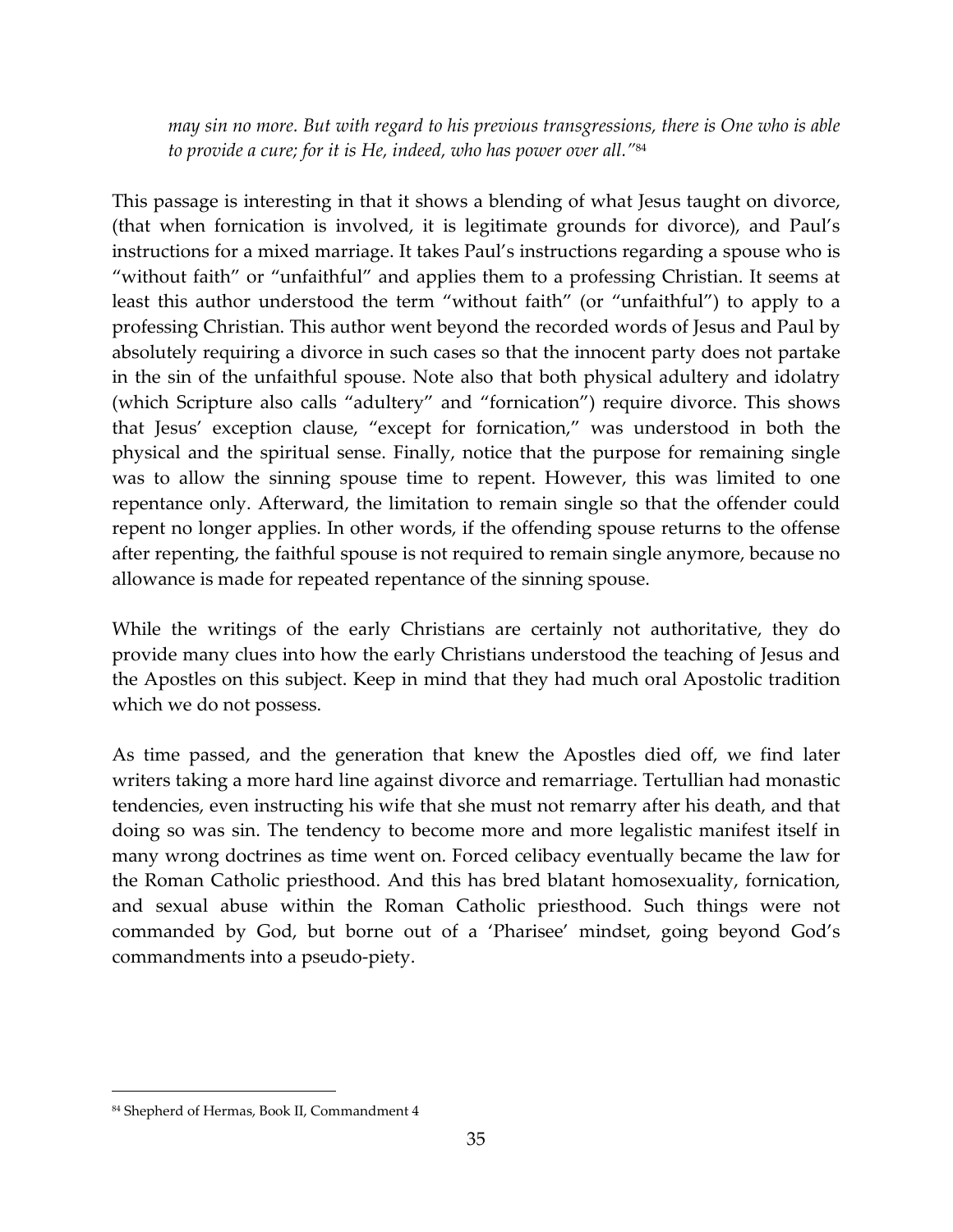*may sin no more. But with regard to his previous transgressions, there is One who is able to provide a cure; for it is He, indeed, who has power over all."*[84]

This passage is interesting in that it shows a blending of what Jesus taught on divorce, (that when fornication is involved, it is legitimate grounds for divorce), and Paul's instructions for a mixed marriage. It takes Paul's instructions regarding a spouse who is "without faith" or "unfaithful" and applies them to a professing Christian. It seems at least this author understood the term "without faith" (or "unfaithful") to apply to a professing Christian. This author went beyond the recorded words of Jesus and Paul by absolutely requiring a divorce in such cases so that the innocent party does not partake in the sin of the unfaithful spouse. Note also that both physical adultery and idolatry (which Scripture also calls "adultery" and "fornication") require divorce. This shows that Jesus' exception clause, "except for fornication," was understood in both the physical and the spiritual sense. Finally, notice that the purpose for remaining single was to allow the sinning spouse time to repent. However, this was limited to one repentance only. Afterward, the limitation to remain single so that the offender could repent no longer applies. In other words, if the offending spouse returns to the offense after repenting, the faithful spouse is not required to remain single anymore, because no allowance is made for repeated repentance of the sinning spouse.

While the writings of the early Christians are certainly not authoritative, they do provide many clues into how the early Christians understood the teaching of Jesus and the Apostles on this subject. Keep in mind that they had much oral Apostolic tradition which we do not possess.

As time passed, and the generation that knew the Apostles died off, we find later writers taking a more hard line against divorce and remarriage. Tertullian had monastic tendencies, even instructing his wife that she must not remarry after his death, and that doing so was sin. The tendency to become more and more legalistic manifest itself in many wrong doctrines as time went on. Forced celibacy eventually became the law for the Roman Catholic priesthood. And this has bred blatant homosexuality, fornication, and sexual abuse within the Roman Catholic priesthood. Such things were not commanded by God, but borne out of a 'Pharisee' mindset, going beyond God's commandments into a pseudo-piety.

---

[84] Shepherd of Hermas, Book II, Commandment 4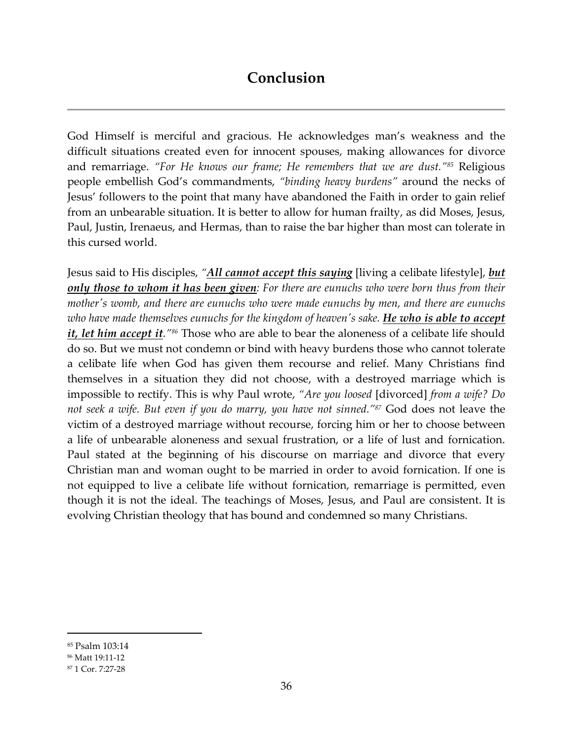# Conclusion

God Himself is merciful and gracious. He acknowledges man's weakness and the difficult situations created even for innocent spouses, making allowances for divorce and remarriage. *"For He knows our frame; He remembers that we are dust."*[85] Religious people embellish God's commandments, *"binding heavy burdens"* around the necks of Jesus' followers to the point that many have abandoned the Faith in order to gain relief from an unbearable situation. It is better to allow for human frailty, as did Moses, Jesus, Paul, Justin, Irenaeus, and Hermas, than to raise the bar higher than most can tolerate in this cursed world.

Jesus said to His disciples, *"**<u>All cannot accept this saying</u>*** [living a celibate lifestyle], ***<u>but only those to whom it has been given</u>**: For there are eunuchs who were born thus from their mother's womb, and there are eunuchs who were made eunuchs by men, and there are eunuchs who have made themselves eunuchs for the kingdom of heaven's sake. **<u>He who is able to accept it, let him accept it</u>**."*[86] Those who are able to bear the aloneness of a celibate life should do so. But we must not condemn or bind with heavy burdens those who cannot tolerate a celibate life when God has given them recourse and relief. Many Christians find themselves in a situation they did not choose, with a destroyed marriage which is impossible to rectify. This is why Paul wrote, *"Are you loosed* [divorced] *from a wife? Do not seek a wife. But even if you do marry, you have not sinned."*[87] God does not leave the victim of a destroyed marriage without recourse, forcing him or her to choose between a life of unbearable aloneness and sexual frustration, or a life of lust and fornication. Paul stated at the beginning of his discourse on marriage and divorce that every Christian man and woman ought to be married in order to avoid fornication. If one is not equipped to live a celibate life without fornication, remarriage is permitted, even though it is not the ideal. The teachings of Moses, Jesus, and Paul are consistent. It is evolving Christian theology that has bound and condemned so many Christians.

---

[85] Psalm 103:14

[86] Matt 19:11-12

[87] 1 Cor. 7:27-28